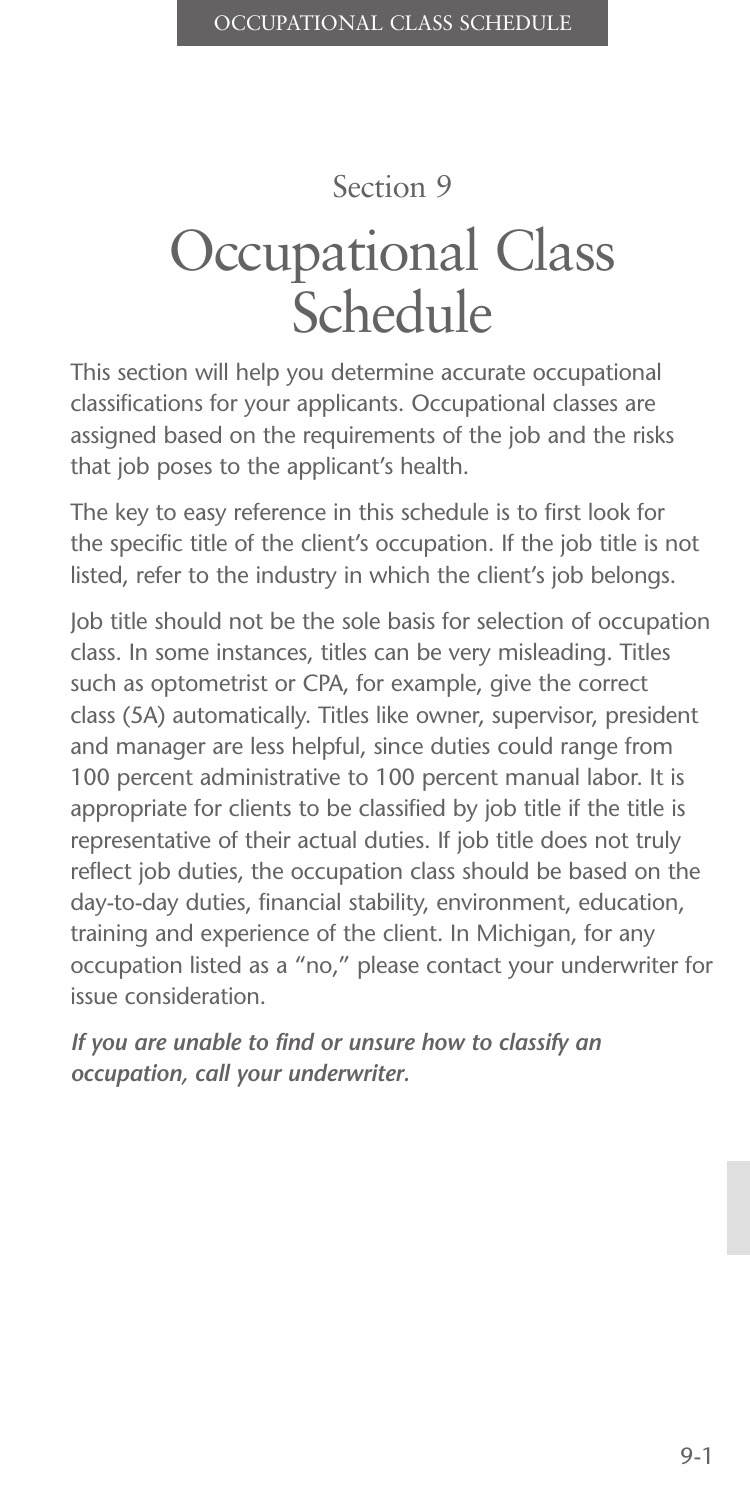Section 9

# Occupational Class Schedule

This section will help you determine accurate occupational classifications for your applicants. Occupational classes are assigned based on the requirements of the job and the risks that job poses to the applicant's health.

The key to easy reference in this schedule is to first look for the specific title of the client's occupation. If the job title is not listed, refer to the industry in which the client's job belongs.

Job title should not be the sole basis for selection of occupation class. In some instances, titles can be very misleading. Titles such as optometrist or CPA, for example, give the correct class (5A) automatically. Titles like owner, supervisor, president and manager are less helpful, since duties could range from 100 percent administrative to 100 percent manual labor. It is appropriate for clients to be classified by job title if the title is representative of their actual duties. If job title does not truly reflect job duties, the occupation class should be based on the day-to-day duties, financial stability, environment, education, training and experience of the client. In Michigan, for any occupation listed as a "no," please contact your underwriter for issue consideration.

***If you are unable to find or unsure how to classify an occupation, call your underwriter.***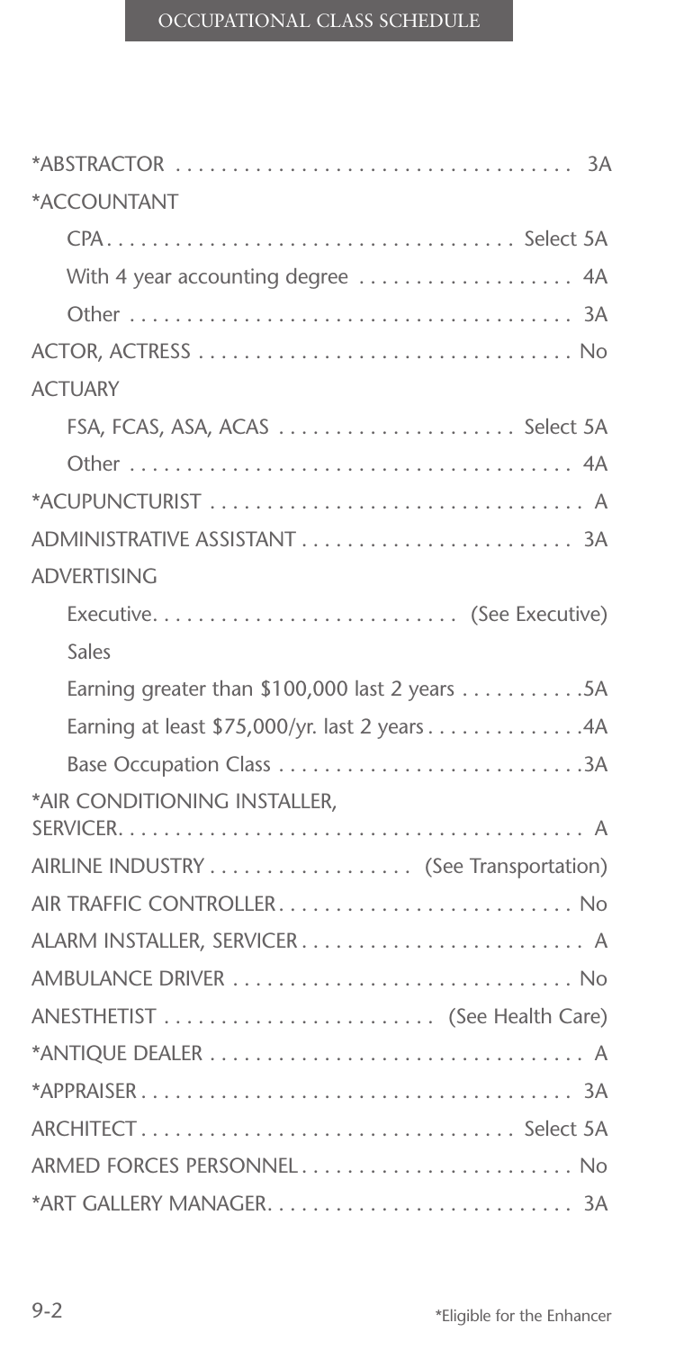# OCCUPATIONAL CLASS SCHEDULE

| Occupation | Class |
|---|---|
| *ABSTRACTOR | 3A |
| *ACCOUNTANT | |
| CPA | Select 5A |
| With 4 year accounting degree | 4A |
| Other | 3A |
| ACTOR, ACTRESS | No |
| ACTUARY | |
| FSA, FCAS, ASA, ACAS | Select 5A |
| Other | 4A |
| *ACUPUNCTURIST | A |
| ADMINISTRATIVE ASSISTANT | 3A |
| ADVERTISING | |
| Executive | (See Executive) |
| Sales | |
| Earning greater than $100,000 last 2 years | 5A |
| Earning at least $75,000/yr. last 2 years | 4A |
| Base Occupation Class | 3A |
| *AIR CONDITIONING INSTALLER, SERVICER | A |
| AIRLINE INDUSTRY | (See Transportation) |
| AIR TRAFFIC CONTROLLER | No |
| ALARM INSTALLER, SERVICER | A |
| AMBULANCE DRIVER | No |
| ANESTHETIST | (See Health Care) |
| *ANTIQUE DEALER | A |
| *APPRAISER | 3A |
| ARCHITECT | Select 5A |
| ARMED FORCES PERSONNEL | No |
| *ART GALLERY MANAGER | 3A |

*Eligible for the Enhancer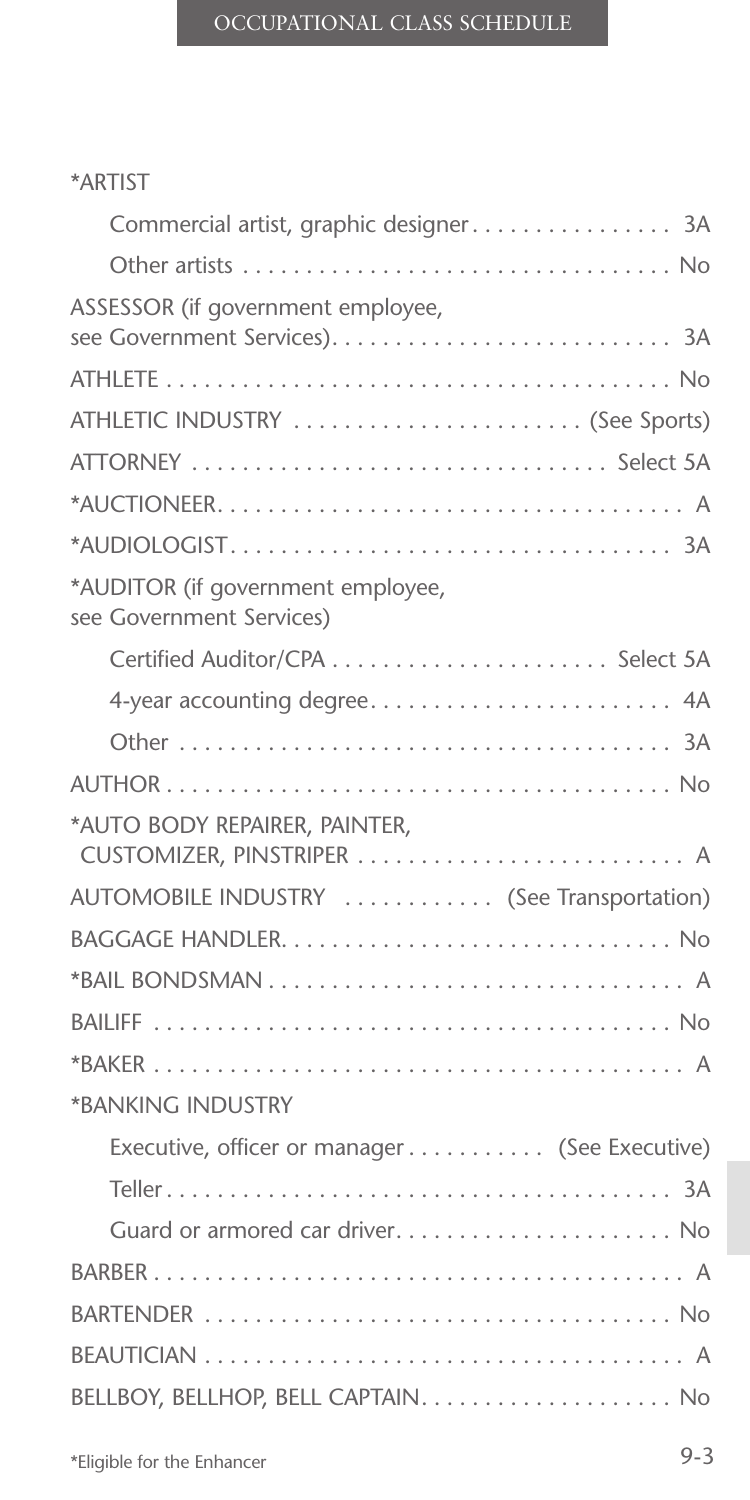*ARTIST

- Commercial artist, graphic designer . . . . . . . . . . . . . . . . 3A
- Other artists . . . . . . . . . . . . . . . . . . . . . . . . . . . . . . . . . . No

ASSESSOR (if government employee, see Government Services). . . . . . . . . . . . . . . . . . . . . . . . . . . 3A

ATHLETE . . . . . . . . . . . . . . . . . . . . . . . . . . . . . . . . . . . . . . . . No

ATHLETIC INDUSTRY . . . . . . . . . . . . . . . . . . . . . . (See Sports)

ATTORNEY . . . . . . . . . . . . . . . . . . . . . . . . . . . . . . . . Select 5A

*AUCTIONEER. . . . . . . . . . . . . . . . . . . . . . . . . . . . . . . . . . . . . A

*AUDIOLOGIST. . . . . . . . . . . . . . . . . . . . . . . . . . . . . . . . . . . 3A

*AUDITOR (if government employee, see Government Services)

- Certified Auditor/CPA . . . . . . . . . . . . . . . . . . . . . . Select 5A
- 4-year accounting degree. . . . . . . . . . . . . . . . . . . . . . . . 4A
- Other . . . . . . . . . . . . . . . . . . . . . . . . . . . . . . . . . . . . . . . 3A

AUTHOR . . . . . . . . . . . . . . . . . . . . . . . . . . . . . . . . . . . . . . . . No

*AUTO BODY REPAIRER, PAINTER, CUSTOMIZER, PINSTRIPER . . . . . . . . . . . . . . . . . . . . . . . . . . A

AUTOMOBILE INDUSTRY . . . . . . . . . . . . (See Transportation)

BAGGAGE HANDLER. . . . . . . . . . . . . . . . . . . . . . . . . . . . . . . No

*BAIL BONDSMAN . . . . . . . . . . . . . . . . . . . . . . . . . . . . . . . . . A

BAILIFF . . . . . . . . . . . . . . . . . . . . . . . . . . . . . . . . . . . . . . . . . No

*BAKER . . . . . . . . . . . . . . . . . . . . . . . . . . . . . . . . . . . . . . . . . . A

*BANKING INDUSTRY

- Executive, officer or manager . . . . . . . . . . . (See Executive)
- Teller . . . . . . . . . . . . . . . . . . . . . . . . . . . . . . . . . . . . . . . . 3A
- Guard or armored car driver. . . . . . . . . . . . . . . . . . . . . . No

BARBER . . . . . . . . . . . . . . . . . . . . . . . . . . . . . . . . . . . . . . . . . . A

BARTENDER . . . . . . . . . . . . . . . . . . . . . . . . . . . . . . . . . . . . . No

BEAUTICIAN . . . . . . . . . . . . . . . . . . . . . . . . . . . . . . . . . . . . . . A

BELLBOY, BELLHOP, BELL CAPTAIN. . . . . . . . . . . . . . . . . . . . No

*Eligible for the Enhancer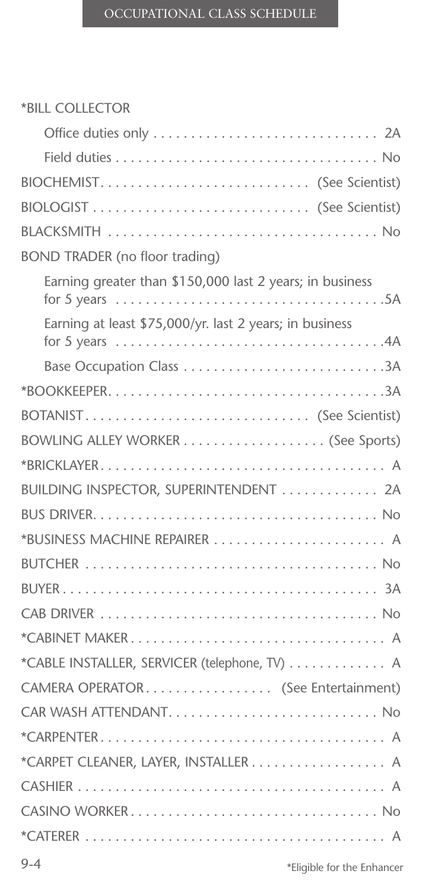| Occupation | Class |
|---|---|
| *BILL COLLECTOR | |
| Office duties only | 2A |
| Field duties | No |
| BIOCHEMIST | (See Scientist) |
| BIOLOGIST | (See Scientist) |
| BLACKSMITH | No |
| BOND TRADER (no floor trading) | |
| Earning greater than $150,000 last 2 years; in business for 5 years | 5A |
| Earning at least $75,000/yr. last 2 years; in business for 5 years | 4A |
| Base Occupation Class | 3A |
| *BOOKKEEPER | 3A |
| BOTANIST | (See Scientist) |
| BOWLING ALLEY WORKER | (See Sports) |
| *BRICKLAYER | A |
| BUILDING INSPECTOR, SUPERINTENDENT | 2A |
| BUS DRIVER | No |
| *BUSINESS MACHINE REPAIRER | A |
| BUTCHER | No |
| BUYER | 3A |
| CAB DRIVER | No |
| *CABINET MAKER | A |
| *CABLE INSTALLER, SERVICER (telephone, TV) | A |
| CAMERA OPERATOR | (See Entertainment) |
| CAR WASH ATTENDANT | No |
| *CARPENTER | A |
| *CARPET CLEANER, LAYER, INSTALLER | A |
| CASHIER | A |
| CASINO WORKER | No |
| *CATERER | A |

*Eligible for the Enhancer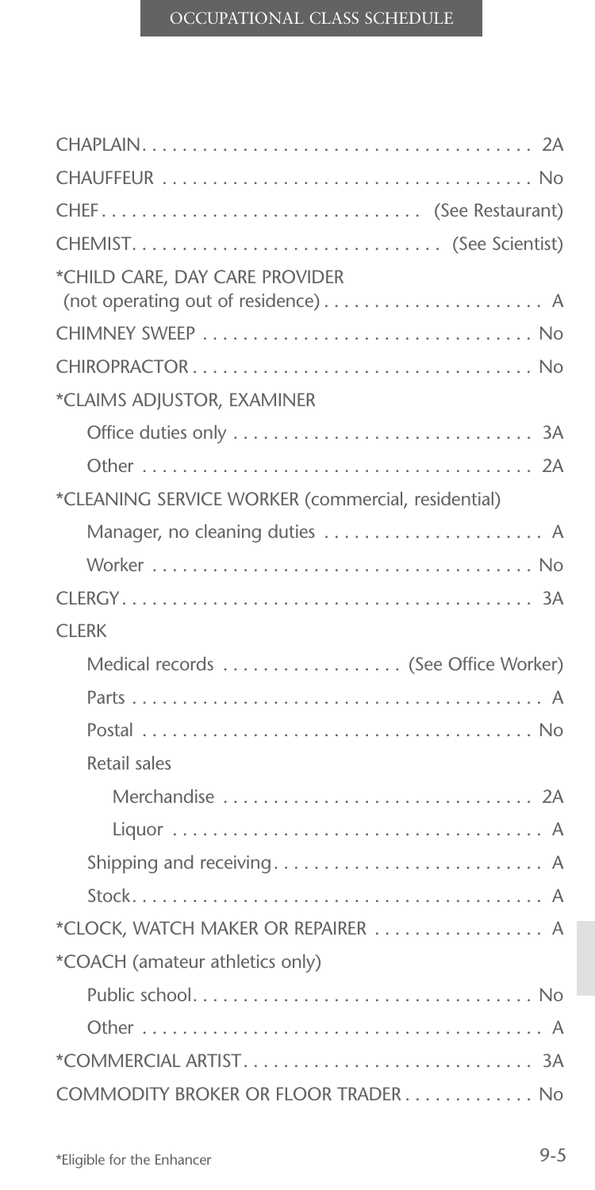CHAPLAIN . . . . . . . . . . . . . . . . . . . . . . . . . . . . . . . . . . . . . . . 2A

CHAUFFEUR . . . . . . . . . . . . . . . . . . . . . . . . . . . . . . . . . . . . . No

CHEF . . . . . . . . . . . . . . . . . . . . . . . . . . . . . . . (See Restaurant)

CHEMIST . . . . . . . . . . . . . . . . . . . . . . . . . . . . . . (See Scientist)

*CHILD CARE, DAY CARE PROVIDER
(not operating out of residence) . . . . . . . . . . . . . . . . . . . . . . A

CHIMNEY SWEEP . . . . . . . . . . . . . . . . . . . . . . . . . . . . . . . . . No

CHIROPRACTOR . . . . . . . . . . . . . . . . . . . . . . . . . . . . . . . . . . No

*CLAIMS ADJUSTOR, EXAMINER

- Office duties only . . . . . . . . . . . . . . . . . . . . . . . . . . . . . 3A
- Other . . . . . . . . . . . . . . . . . . . . . . . . . . . . . . . . . . . . . . 2A

*CLEANING SERVICE WORKER (commercial, residential)

- Manager, no cleaning duties . . . . . . . . . . . . . . . . . . . . . . A
- Worker . . . . . . . . . . . . . . . . . . . . . . . . . . . . . . . . . . . . . No

CLERGY . . . . . . . . . . . . . . . . . . . . . . . . . . . . . . . . . . . . . . . . 3A

CLERK

- Medical records . . . . . . . . . . . . . . . . . . (See Office Worker)
- Parts . . . . . . . . . . . . . . . . . . . . . . . . . . . . . . . . . . . . . . . . A
- Postal . . . . . . . . . . . . . . . . . . . . . . . . . . . . . . . . . . . . . . . No
- Retail sales
  - Merchandise . . . . . . . . . . . . . . . . . . . . . . . . . . . . . . . 2A
  - Liquor . . . . . . . . . . . . . . . . . . . . . . . . . . . . . . . . . . . . . A
- Shipping and receiving . . . . . . . . . . . . . . . . . . . . . . . . . . . A
- Stock . . . . . . . . . . . . . . . . . . . . . . . . . . . . . . . . . . . . . . . . A

*CLOCK, WATCH MAKER OR REPAIRER . . . . . . . . . . . . . . . . . A

*COACH (amateur athletics only)

- Public school . . . . . . . . . . . . . . . . . . . . . . . . . . . . . . . . . . No
- Other . . . . . . . . . . . . . . . . . . . . . . . . . . . . . . . . . . . . . . . . A

*COMMERCIAL ARTIST . . . . . . . . . . . . . . . . . . . . . . . . . . . . . 3A

COMMODITY BROKER OR FLOOR TRADER . . . . . . . . . . . . . No

*Eligible for the Enhancer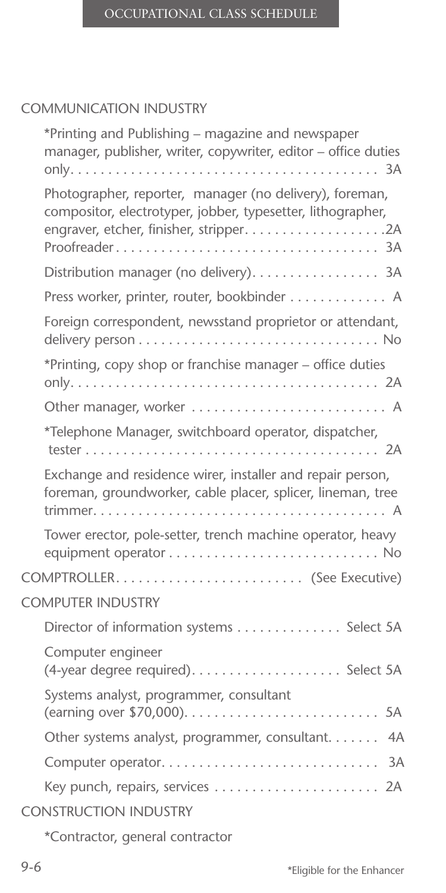COMMUNICATION INDUSTRY

- *Printing and Publishing – magazine and newspaper manager, publisher, writer, copywriter, editor – office duties only. . . . . . . . . . . . . . . . . . . . . . . . . . . . . . . . . . . . . . . . 3A
- Photographer, reporter, manager (no delivery), foreman, compositor, electrotyper, jobber, typesetter, lithographer, engraver, etcher, finisher, stripper. . . . . . . . . . . . . . . . . . .2A
  Proofreader . . . . . . . . . . . . . . . . . . . . . . . . . . . . . . . . . . . . 3A
- Distribution manager (no delivery). . . . . . . . . . . . . . . . . 3A
- Press worker, printer, router, bookbinder . . . . . . . . . . . . . A
- Foreign correspondent, newsstand proprietor or attendant, delivery person . . . . . . . . . . . . . . . . . . . . . . . . . . . . . . . No
- *Printing, copy shop or franchise manager – office duties only. . . . . . . . . . . . . . . . . . . . . . . . . . . . . . . . . . . . . . . . 2A
- Other manager, worker . . . . . . . . . . . . . . . . . . . . . . . . . . A
- *Telephone Manager, switchboard operator, dispatcher, tester . . . . . . . . . . . . . . . . . . . . . . . . . . . . . . . . . . . . . . . 2A
- Exchange and residence wirer, installer and repair person, foreman, groundworker, cable placer, splicer, lineman, tree trimmer. . . . . . . . . . . . . . . . . . . . . . . . . . . . . . . . . . . . . . . A
- Tower erector, pole-setter, trench machine operator, heavy equipment operator . . . . . . . . . . . . . . . . . . . . . . . . . . . . No

COMPTROLLER. . . . . . . . . . . . . . . . . . . . . . . . . (See Executive)

COMPUTER INDUSTRY

- Director of information systems . . . . . . . . . . . . . . Select 5A
- Computer engineer (4-year degree required). . . . . . . . . . . . . . . . . . . . Select 5A
- Systems analyst, programmer, consultant (earning over $70,000). . . . . . . . . . . . . . . . . . . . . . . . . . 5A
- Other systems analyst, programmer, consultant. . . . . . . 4A
- Computer operator. . . . . . . . . . . . . . . . . . . . . . . . . . . . . 3A
- Key punch, repairs, services . . . . . . . . . . . . . . . . . . . . . . 2A

CONSTRUCTION INDUSTRY

- *Contractor, general contractor

*Eligible for the Enhancer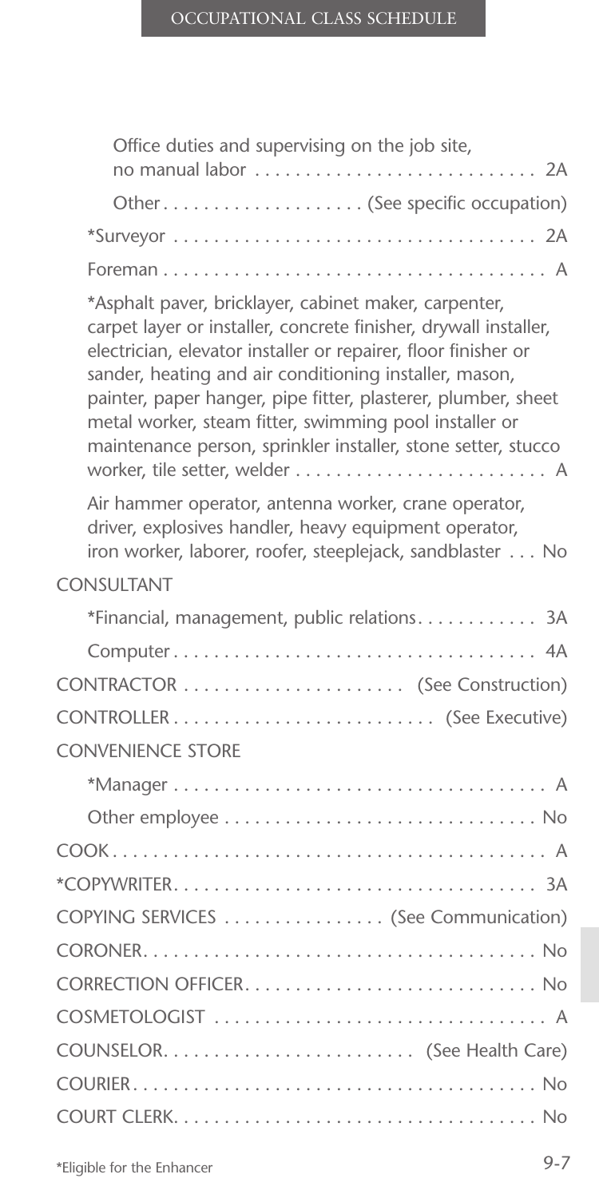Office duties and supervising on the job site, no manual labor . . . . . . . . . . . . . . . . . . . . . . . . . . . . 2A

Other . . . . . . . . . . . . . . . . . . . . (See specific occupation)

*Surveyor . . . . . . . . . . . . . . . . . . . . . . . . . . . . . . . . . . . 2A

Foreman . . . . . . . . . . . . . . . . . . . . . . . . . . . . . . . . . . . . . A

*Asphalt paver, bricklayer, cabinet maker, carpenter, carpet layer or installer, concrete finisher, drywall installer, electrician, elevator installer or repairer, floor finisher or sander, heating and air conditioning installer, mason, painter, paper hanger, pipe fitter, plasterer, plumber, sheet metal worker, steam fitter, swimming pool installer or maintenance person, sprinkler installer, stone setter, stucco worker, tile setter, welder . . . . . . . . . . . . . . . . . . . . . . . . . A

Air hammer operator, antenna worker, crane operator, driver, explosives handler, heavy equipment operator, iron worker, laborer, roofer, steeplejack, sandblaster . . . No

CONSULTANT

*Financial, management, public relations. . . . . . . . . . . . 3A

Computer . . . . . . . . . . . . . . . . . . . . . . . . . . . . . . . . . . . 4A

CONTRACTOR . . . . . . . . . . . . . . . . . . . . . . (See Construction)

CONTROLLER . . . . . . . . . . . . . . . . . . . . . . . . . (See Executive)

CONVENIENCE STORE

*Manager . . . . . . . . . . . . . . . . . . . . . . . . . . . . . . . . . . . . A

Other employee . . . . . . . . . . . . . . . . . . . . . . . . . . . . . . No

COOK . . . . . . . . . . . . . . . . . . . . . . . . . . . . . . . . . . . . . . . . . . . A

*COPYWRITER . . . . . . . . . . . . . . . . . . . . . . . . . . . . . . . . . . . 3A

COPYING SERVICES . . . . . . . . . . . . . . . . (See Communication)

CORONER . . . . . . . . . . . . . . . . . . . . . . . . . . . . . . . . . . . . . . No

CORRECTION OFFICER . . . . . . . . . . . . . . . . . . . . . . . . . . . . No

COSMETOLOGIST . . . . . . . . . . . . . . . . . . . . . . . . . . . . . . . . A

COUNSELOR . . . . . . . . . . . . . . . . . . . . . . . . . (See Health Care)

COURIER . . . . . . . . . . . . . . . . . . . . . . . . . . . . . . . . . . . . . . . No

COURT CLERK . . . . . . . . . . . . . . . . . . . . . . . . . . . . . . . . . . . No

*Eligible for the Enhancer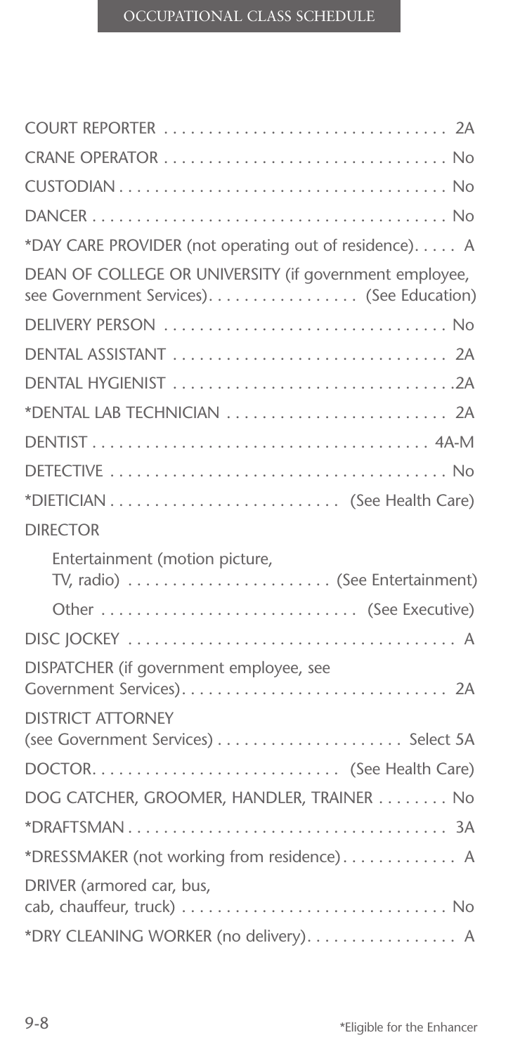COURT REPORTER . . . . . . . . . . . . . . . . . . . . . . . . . . . . . . . . 2A

CRANE OPERATOR . . . . . . . . . . . . . . . . . . . . . . . . . . . . . . . . No

CUSTODIAN . . . . . . . . . . . . . . . . . . . . . . . . . . . . . . . . . . . . . No

DANCER . . . . . . . . . . . . . . . . . . . . . . . . . . . . . . . . . . . . . . . . No

*DAY CARE PROVIDER (not operating out of residence). . . . . A

DEAN OF COLLEGE OR UNIVERSITY (if government employee, see Government Services). . . . . . . . . . . . . . . . (See Education)

DELIVERY PERSON . . . . . . . . . . . . . . . . . . . . . . . . . . . . . . . . No

DENTAL ASSISTANT . . . . . . . . . . . . . . . . . . . . . . . . . . . . . . . 2A

DENTAL HYGIENIST . . . . . . . . . . . . . . . . . . . . . . . . . . . . . . . .2A

*DENTAL LAB TECHNICIAN . . . . . . . . . . . . . . . . . . . . . . . . . 2A

DENTIST . . . . . . . . . . . . . . . . . . . . . . . . . . . . . . . . . . . . . . 4A-M

DETECTIVE . . . . . . . . . . . . . . . . . . . . . . . . . . . . . . . . . . . . . . No

*DIETICIAN . . . . . . . . . . . . . . . . . . . . . . . . . (See Health Care)

DIRECTOR

- Entertainment (motion picture, TV, radio) . . . . . . . . . . . . . . . . . . . . . . (See Entertainment)
- Other . . . . . . . . . . . . . . . . . . . . . . . . . . . . (See Executive)

DISC JOCKEY . . . . . . . . . . . . . . . . . . . . . . . . . . . . . . . . . . . . . A

DISPATCHER (if government employee, see Government Services). . . . . . . . . . . . . . . . . . . . . . . . . . . . . . 2A

DISTRICT ATTORNEY (see Government Services) . . . . . . . . . . . . . . . . . . . . . Select 5A

DOCTOR. . . . . . . . . . . . . . . . . . . . . . . . . . . . (See Health Care)

DOG CATCHER, GROOMER, HANDLER, TRAINER . . . . . . . . No

*DRAFTSMAN . . . . . . . . . . . . . . . . . . . . . . . . . . . . . . . . . . . . 3A

*DRESSMAKER (not working from residence). . . . . . . . . . . . . A

DRIVER (armored car, bus, cab, chauffeur, truck) . . . . . . . . . . . . . . . . . . . . . . . . . . . . . . No

*DRY CLEANING WORKER (no delivery). . . . . . . . . . . . . . . . . A

*Eligible for the Enhancer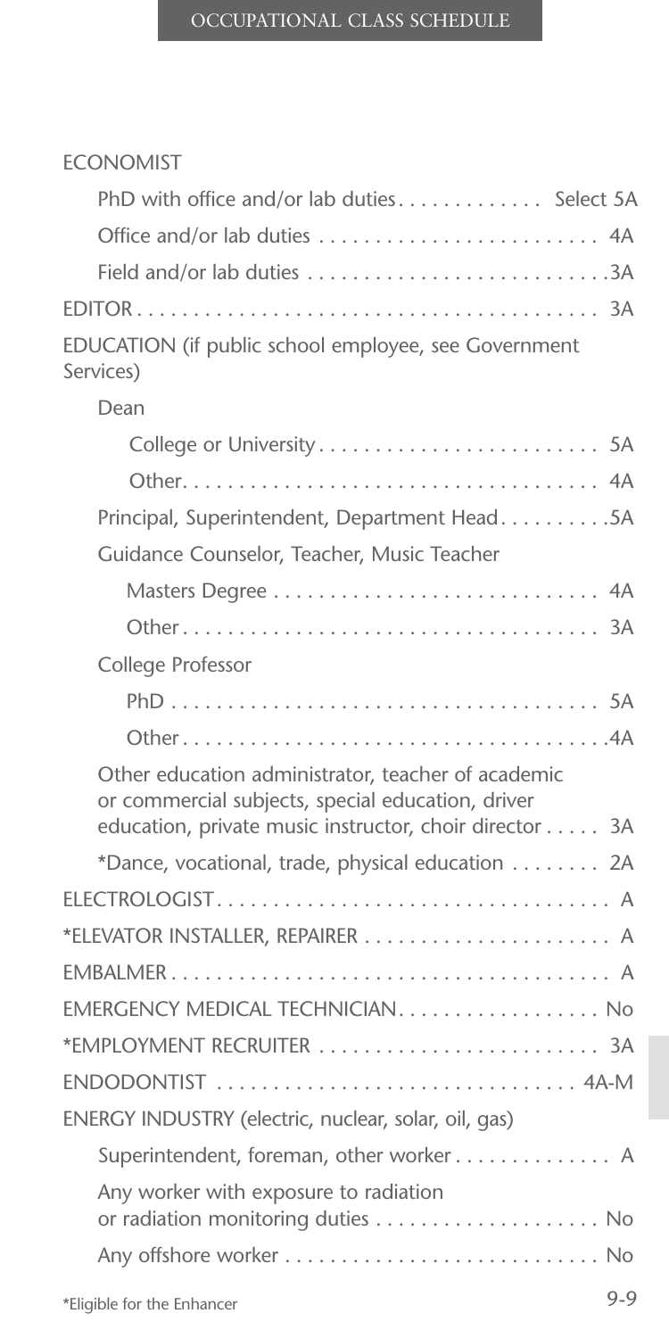ECONOMIST

| Occupation | Class |
|---|---|
| ECONOMIST | |
| PhD with office and/or lab duties | Select 5A |
| Office and/or lab duties | 4A |
| Field and/or lab duties | 3A |
| EDITOR | 3A |
| EDUCATION (if public school employee, see Government Services) | |
| Dean | |
| College or University | 5A |
| Other | 4A |
| Principal, Superintendent, Department Head | 5A |
| Guidance Counselor, Teacher, Music Teacher | |
| Masters Degree | 4A |
| Other | 3A |
| College Professor | |
| PhD | 5A |
| Other | 4A |
| Other education administrator, teacher of academic or commercial subjects, special education, driver education, private music instructor, choir director | 3A |
| *Dance, vocational, trade, physical education | 2A |
| ELECTROLOGIST | A |
| *ELEVATOR INSTALLER, REPAIRER | A |
| EMBALMER | A |
| EMERGENCY MEDICAL TECHNICIAN | No |
| *EMPLOYMENT RECRUITER | 3A |
| ENDODONTIST | 4A-M |
| ENERGY INDUSTRY (electric, nuclear, solar, oil, gas) | |
| Superintendent, foreman, other worker | A |
| Any worker with exposure to radiation or radiation monitoring duties | No |
| Any offshore worker | No |

*Eligible for the Enhancer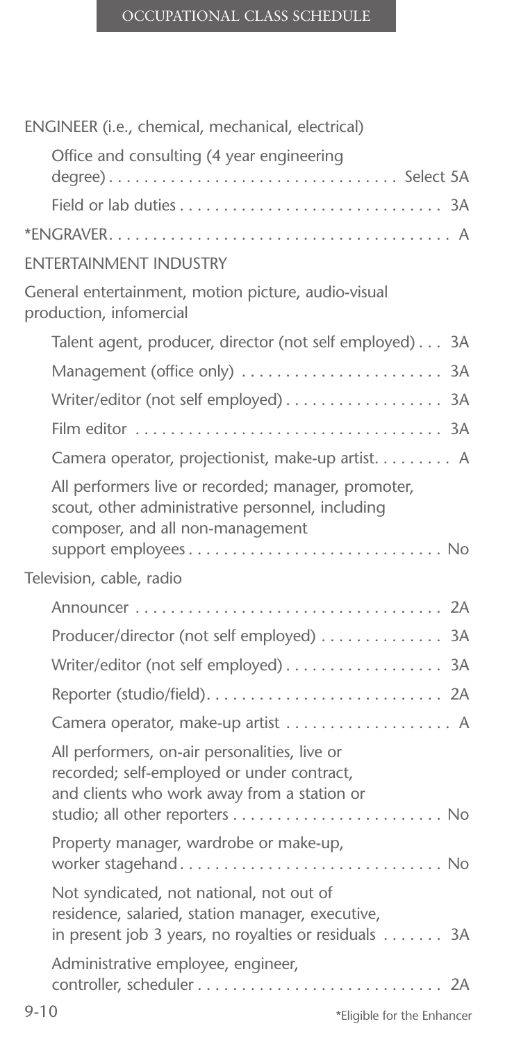ENGINEER (i.e., chemical, mechanical, electrical)

| Occupation | Class |
| --- | --- |
| Office and consulting (4 year engineering degree) | Select 5A |
| Field or lab duties | 3A |

| Occupation | Class |
| --- | --- |
| *ENGRAVER | A |

ENTERTAINMENT INDUSTRY

General entertainment, motion picture, audio-visual production, infomercial

| Occupation | Class |
| --- | --- |
| Talent agent, producer, director (not self employed) | 3A |
| Management (office only) | 3A |
| Writer/editor (not self employed) | 3A |
| Film editor | 3A |
| Camera operator, projectionist, make-up artist | A |
| All performers live or recorded; manager, promoter, scout, other administrative personnel, including composer, and all non-management support employees | No |

Television, cable, radio

| Occupation | Class |
| --- | --- |
| Announcer | 2A |
| Producer/director (not self employed) | 3A |
| Writer/editor (not self employed) | 3A |
| Reporter (studio/field) | 2A |
| Camera operator, make-up artist | A |
| All performers, on-air personalities, live or recorded; self-employed or under contract, and clients who work away from a station or studio; all other reporters | No |
| Property manager, wardrobe or make-up, worker stagehand | No |
| Not syndicated, not national, not out of residence, salaried, station manager, executive, in present job 3 years, no royalties or residuals | 3A |
| Administrative employee, engineer, controller, scheduler | 2A |

*Eligible for the Enhancer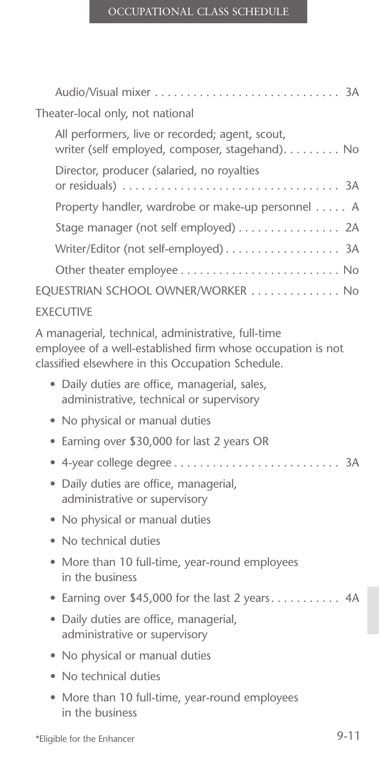Audio/Visual mixer . . . . . . . . . . . . . . . . . . . . . . . . . . . . . 3A

Theater-local only, not national

All performers, live or recorded; agent, scout, writer (self employed, composer, stagehand). . . . . . . . . No

Director, producer (salaried, no royalties or residuals) . . . . . . . . . . . . . . . . . . . . . . . . . . . . . . . . . 3A

Property handler, wardrobe or make-up personnel . . . . . A

Stage manager (not self employed) . . . . . . . . . . . . . . . . 2A

Writer/Editor (not self-employed) . . . . . . . . . . . . . . . . . . 3A

Other theater employee . . . . . . . . . . . . . . . . . . . . . . . . . No

EQUESTRIAN SCHOOL OWNER/WORKER . . . . . . . . . . . . . . No

EXECUTIVE

A managerial, technical, administrative, full-time employee of a well-established firm whose occupation is not classified elsewhere in this Occupation Schedule.

- Daily duties are office, managerial, sales, administrative, technical or supervisory
- No physical or manual duties
- Earning over $30,000 for last 2 years OR
- 4-year college degree . . . . . . . . . . . . . . . . . . . . . . . . . . 3A
- Daily duties are office, managerial, administrative or supervisory
- No physical or manual duties
- No technical duties
- More than 10 full-time, year-round employees in the business
- Earning over $45,000 for the last 2 years. . . . . . . . . . . 4A
- Daily duties are office, managerial, administrative or supervisory
- No physical or manual duties
- No technical duties
- More than 10 full-time, year-round employees in the business

*Eligible for the Enhancer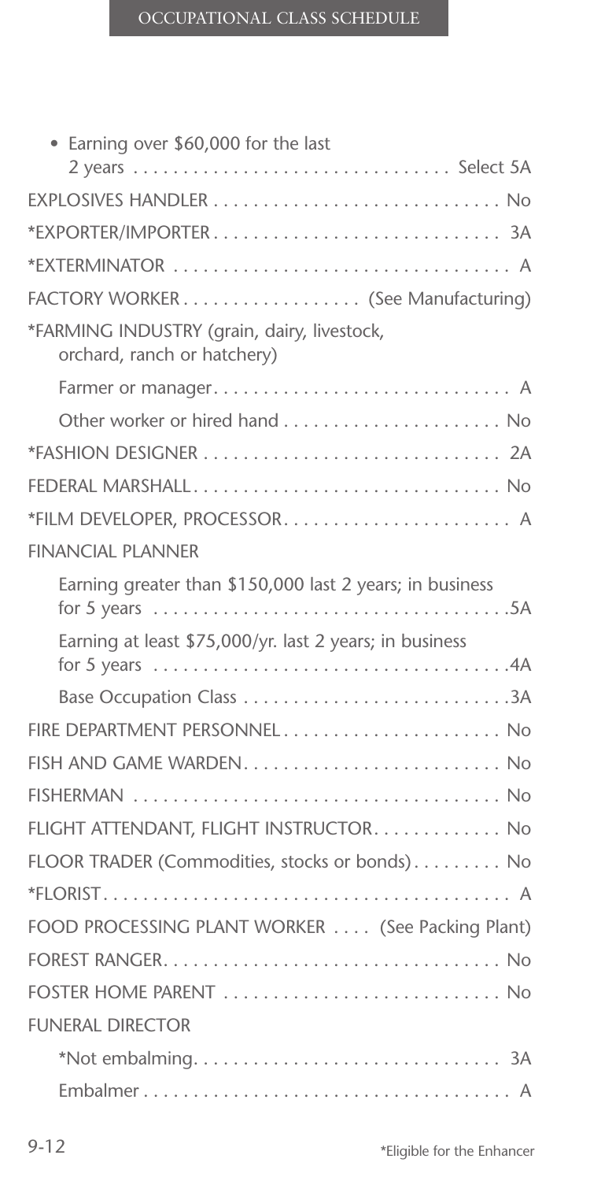- Earning over $60,000 for the last 2 years . . . . . . . . . . . . . . . . . . . . . . . . . . . . . . . . Select 5A

EXPLOSIVES HANDLER . . . . . . . . . . . . . . . . . . . . . . . . . . . . . No

*EXPORTER/IMPORTER . . . . . . . . . . . . . . . . . . . . . . . . . . . . 3A

*EXTERMINATOR . . . . . . . . . . . . . . . . . . . . . . . . . . . . . . . . . A

FACTORY WORKER . . . . . . . . . . . . . . . . . . (See Manufacturing)

*FARMING INDUSTRY (grain, dairy, livestock, orchard, ranch or hatchery)

- Farmer or manager. . . . . . . . . . . . . . . . . . . . . . . . . . . . . . A
- Other worker or hired hand . . . . . . . . . . . . . . . . . . . . . . No

*FASHION DESIGNER . . . . . . . . . . . . . . . . . . . . . . . . . . . . . . 2A

FEDERAL MARSHALL. . . . . . . . . . . . . . . . . . . . . . . . . . . . . . . No

*FILM DEVELOPER, PROCESSOR. . . . . . . . . . . . . . . . . . . . . . . A

FINANCIAL PLANNER

- Earning greater than $150,000 last 2 years; in business for 5 years . . . . . . . . . . . . . . . . . . . . . . . . . . . . . . . . . . . .5A
- Earning at least $75,000/yr. last 2 years; in business for 5 years . . . . . . . . . . . . . . . . . . . . . . . . . . . . . . . . . . . .4A
- Base Occupation Class . . . . . . . . . . . . . . . . . . . . . . . . . . .3A

FIRE DEPARTMENT PERSONNEL . . . . . . . . . . . . . . . . . . . . . . No

FISH AND GAME WARDEN. . . . . . . . . . . . . . . . . . . . . . . . . . No

FISHERMAN . . . . . . . . . . . . . . . . . . . . . . . . . . . . . . . . . . . . No

FLIGHT ATTENDANT, FLIGHT INSTRUCTOR. . . . . . . . . . . . . No

FLOOR TRADER (Commodities, stocks or bonds) . . . . . . . . . No

*FLORIST. . . . . . . . . . . . . . . . . . . . . . . . . . . . . . . . . . . . . . . . . A

FOOD PROCESSING PLANT WORKER . . . . (See Packing Plant)

FOREST RANGER. . . . . . . . . . . . . . . . . . . . . . . . . . . . . . . . . . No

FOSTER HOME PARENT . . . . . . . . . . . . . . . . . . . . . . . . . . . . No

FUNERAL DIRECTOR

- *Not embalming. . . . . . . . . . . . . . . . . . . . . . . . . . . . . . . 3A
- Embalmer . . . . . . . . . . . . . . . . . . . . . . . . . . . . . . . . . . . . . A

*Eligible for the Enhancer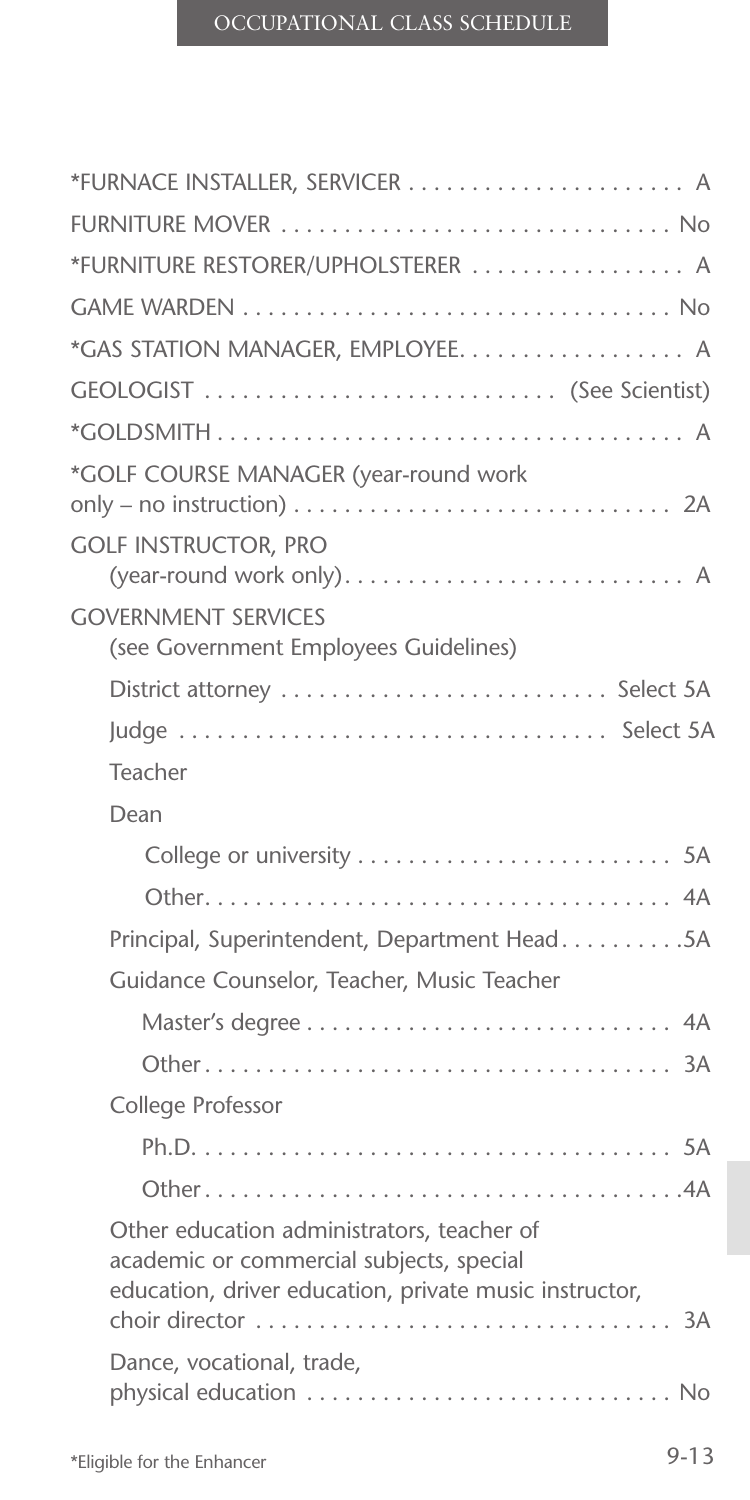*FURNACE INSTALLER, SERVICER . . . . . . . . . . . . . . . . . . . . . . A

FURNITURE MOVER . . . . . . . . . . . . . . . . . . . . . . . . . . . . . . . No

*FURNITURE RESTORER/UPHOLSTERER . . . . . . . . . . . . . . . . . A

GAME WARDEN . . . . . . . . . . . . . . . . . . . . . . . . . . . . . . . . . . No

*GAS STATION MANAGER, EMPLOYEE. . . . . . . . . . . . . . . . . . A

GEOLOGIST . . . . . . . . . . . . . . . . . . . . . . . . . . . . (See Scientist)

*GOLDSMITH . . . . . . . . . . . . . . . . . . . . . . . . . . . . . . . . . . . . . A

*GOLF COURSE MANAGER (year-round work only – no instruction) . . . . . . . . . . . . . . . . . . . . . . . . . . . . . . 2A

GOLF INSTRUCTOR, PRO (year-round work only). . . . . . . . . . . . . . . . . . . . . . . . . . . . A

GOVERNMENT SERVICES (see Government Employees Guidelines)

- District attorney . . . . . . . . . . . . . . . . . . . . . . . . . . Select 5A
- Judge . . . . . . . . . . . . . . . . . . . . . . . . . . . . . . . . . . Select 5A
- Teacher
- Dean
  - College or university . . . . . . . . . . . . . . . . . . . . . . . . . 5A
  - Other. . . . . . . . . . . . . . . . . . . . . . . . . . . . . . . . . . . . . 4A
- Principal, Superintendent, Department Head. . . . . . . . . .5A
- Guidance Counselor, Teacher, Music Teacher
  - Master's degree . . . . . . . . . . . . . . . . . . . . . . . . . . . . . 4A
  - Other . . . . . . . . . . . . . . . . . . . . . . . . . . . . . . . . . . . . . 3A
- College Professor
  - Ph.D. . . . . . . . . . . . . . . . . . . . . . . . . . . . . . . . . . . . . . 5A
  - Other . . . . . . . . . . . . . . . . . . . . . . . . . . . . . . . . . . . . . .4A
- Other education administrators, teacher of academic or commercial subjects, special education, driver education, private music instructor, choir director . . . . . . . . . . . . . . . . . . . . . . . . . . . . . . . . . 3A
- Dance, vocational, trade, physical education . . . . . . . . . . . . . . . . . . . . . . . . . . . . . No

*Eligible for the Enhancer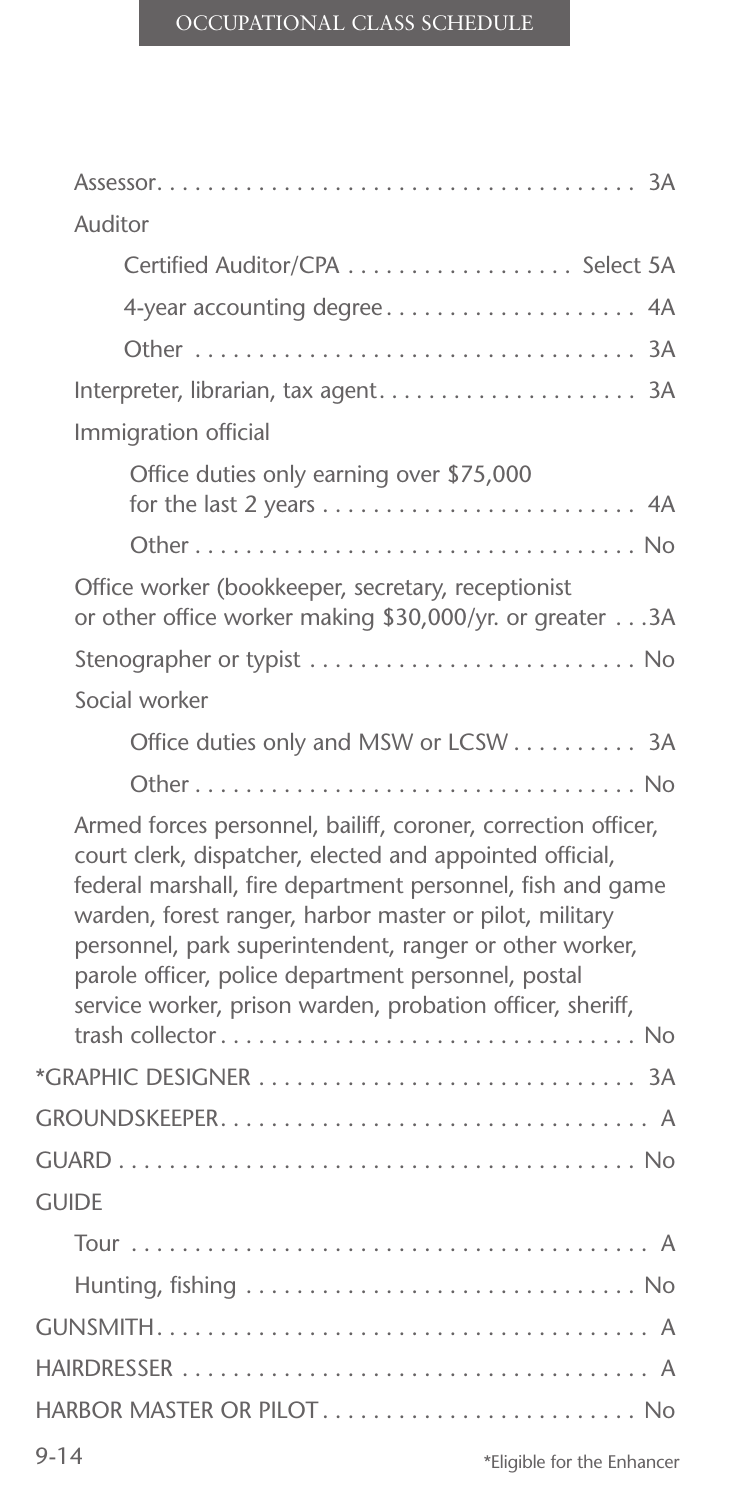Assessor. . . . . . . . . . . . . . . . . . . . . . . . . . . . . . . . . . . . . . 3A

Auditor

- Certified Auditor/CPA . . . . . . . . . . . . . . . . . . Select 5A
- 4-year accounting degree . . . . . . . . . . . . . . . . . . . 4A
- Other . . . . . . . . . . . . . . . . . . . . . . . . . . . . . . . . . . 3A

Interpreter, librarian, tax agent. . . . . . . . . . . . . . . . . . . . 3A

Immigration official

- Office duties only earning over $75,000 for the last 2 years . . . . . . . . . . . . . . . . . . . . . . . . 4A
- Other . . . . . . . . . . . . . . . . . . . . . . . . . . . . . . . . . . No

Office worker (bookkeeper, secretary, receptionist or other office worker making $30,000/yr. or greater . . .3A

Stenographer or typist . . . . . . . . . . . . . . . . . . . . . . . . . No

Social worker

- Office duties only and MSW or LCSW . . . . . . . . . . 3A
- Other . . . . . . . . . . . . . . . . . . . . . . . . . . . . . . . . . . No

Armed forces personnel, bailiff, coroner, correction officer, court clerk, dispatcher, elected and appointed official, federal marshall, fire department personnel, fish and game warden, forest ranger, harbor master or pilot, military personnel, park superintendent, ranger or other worker, parole officer, police department personnel, postal service worker, prison warden, probation officer, sheriff, trash collector . . . . . . . . . . . . . . . . . . . . . . . . . . . . . . . . No

*GRAPHIC DESIGNER . . . . . . . . . . . . . . . . . . . . . . . . . . . . 3A

GROUNDSKEEPER. . . . . . . . . . . . . . . . . . . . . . . . . . . . . . . . . A

GUARD . . . . . . . . . . . . . . . . . . . . . . . . . . . . . . . . . . . . . . . . No

GUIDE

- Tour . . . . . . . . . . . . . . . . . . . . . . . . . . . . . . . . . . . . . . . A
- Hunting, fishing . . . . . . . . . . . . . . . . . . . . . . . . . . . . . . No

GUNSMITH. . . . . . . . . . . . . . . . . . . . . . . . . . . . . . . . . . . . . . . A

HAIRDRESSER . . . . . . . . . . . . . . . . . . . . . . . . . . . . . . . . . . . . A

HARBOR MASTER OR PILOT . . . . . . . . . . . . . . . . . . . . . . . . No

*Eligible for the Enhancer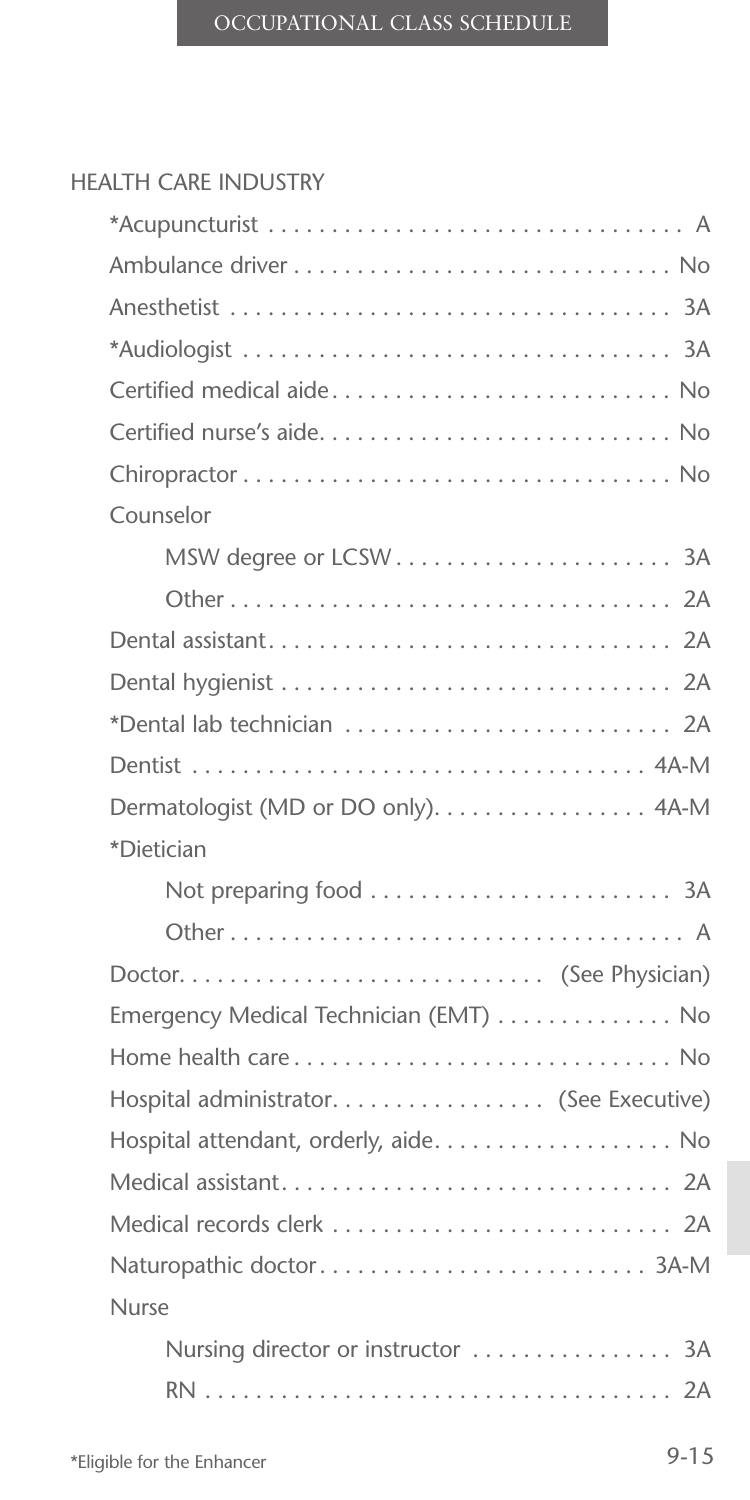## HEALTH CARE INDUSTRY

| Occupation | Class |
|---|---|
| *Acupuncturist | A |
| Ambulance driver | No |
| Anesthetist | 3A |
| *Audiologist | 3A |
| Certified medical aide | No |
| Certified nurse's aide | No |
| Chiropractor | No |
| Counselor | |
| MSW degree or LCSW | 3A |
| Other | 2A |
| Dental assistant | 2A |
| Dental hygienist | 2A |
| *Dental lab technician | 2A |
| Dentist | 4A-M |
| Dermatologist (MD or DO only) | 4A-M |
| *Dietician | |
| Not preparing food | 3A |
| Other | A |
| Doctor | (See Physician) |
| Emergency Medical Technician (EMT) | No |
| Home health care | No |
| Hospital administrator | (See Executive) |
| Hospital attendant, orderly, aide | No |
| Medical assistant | 2A |
| Medical records clerk | 2A |
| Naturopathic doctor | 3A-M |
| Nurse | |
| Nursing director or instructor | 3A |
| RN | 2A |

*Eligible for the Enhancer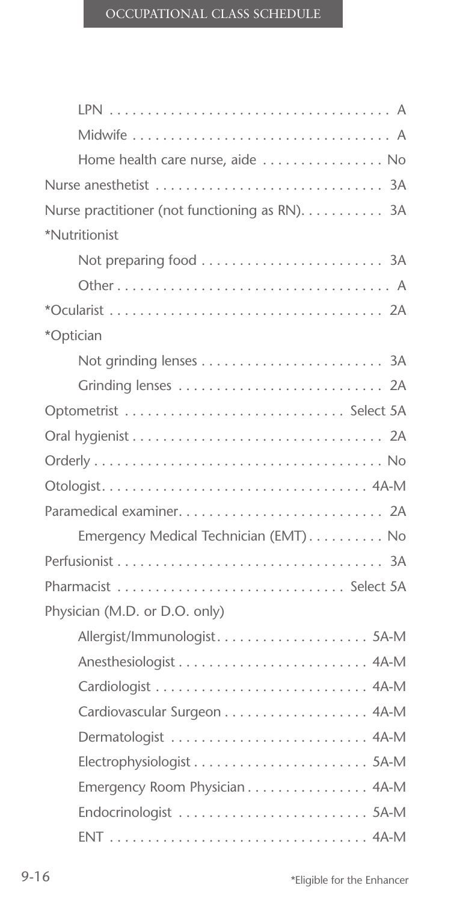| Occupation | Class |
|---|---|
| LPN | A |
| Midwife | A |
| Home health care nurse, aide | No |
| Nurse anesthetist | 3A |
| Nurse practitioner (not functioning as RN) | 3A |
| *Nutritionist | |
| Not preparing food | 3A |
| Other | A |
| *Ocularist | 2A |
| *Optician | |
| Not grinding lenses | 3A |
| Grinding lenses | 2A |
| Optometrist | Select 5A |
| Oral hygienist | 2A |
| Orderly | No |
| Otologist | 4A-M |
| Paramedical examiner | 2A |
| Emergency Medical Technician (EMT) | No |
| Perfusionist | 3A |
| Pharmacist | Select 5A |
| Physician (M.D. or D.O. only) | |
| Allergist/Immunologist | 5A-M |
| Anesthesiologist | 4A-M |
| Cardiologist | 4A-M |
| Cardiovascular Surgeon | 4A-M |
| Dermatologist | 4A-M |
| Electrophysiologist | 5A-M |
| Emergency Room Physician | 4A-M |
| Endocrinologist | 5A-M |
| ENT | 4A-M |

*Eligible for the Enhancer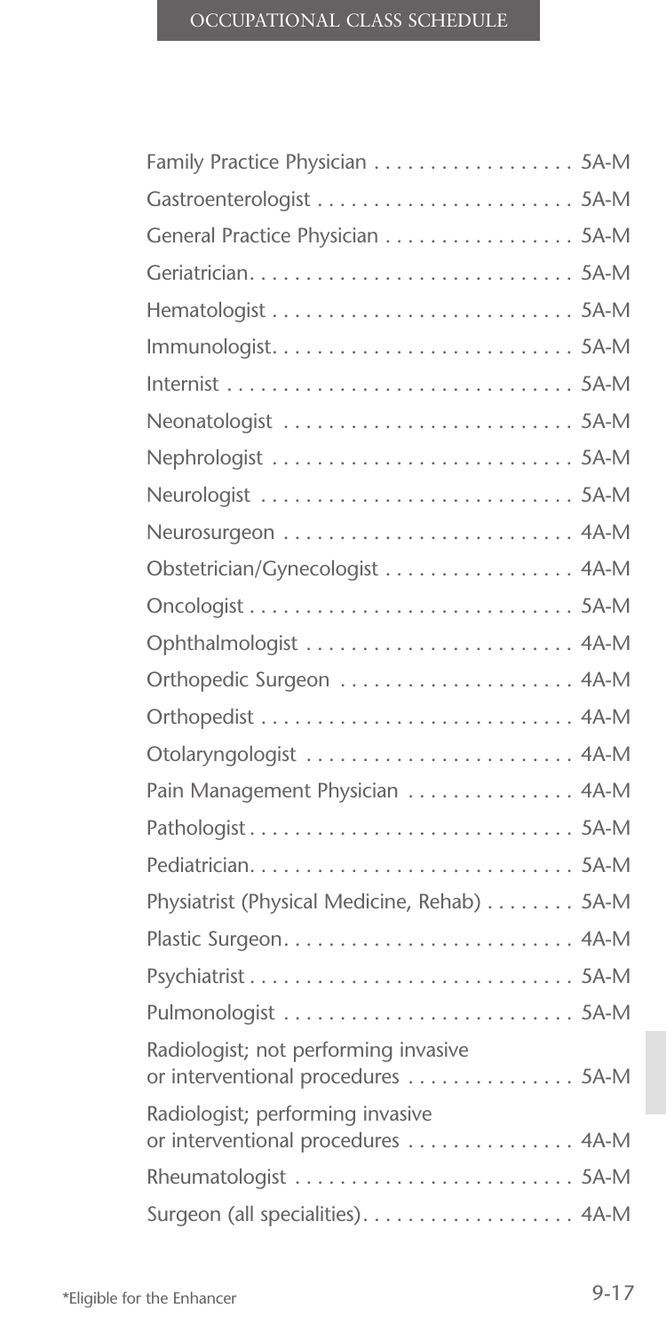| Occupation | Class |
|---|---|
| Family Practice Physician | 5A-M |
| Gastroenterologist | 5A-M |
| General Practice Physician | 5A-M |
| Geriatrician | 5A-M |
| Hematologist | 5A-M |
| Immunologist | 5A-M |
| Internist | 5A-M |
| Neonatologist | 5A-M |
| Nephrologist | 5A-M |
| Neurologist | 5A-M |
| Neurosurgeon | 4A-M |
| Obstetrician/Gynecologist | 4A-M |
| Oncologist | 5A-M |
| Ophthalmologist | 4A-M |
| Orthopedic Surgeon | 4A-M |
| Orthopedist | 4A-M |
| Otolaryngologist | 4A-M |
| Pain Management Physician | 4A-M |
| Pathologist | 5A-M |
| Pediatrician | 5A-M |
| Physiatrist (Physical Medicine, Rehab) | 5A-M |
| Plastic Surgeon | 4A-M |
| Psychiatrist | 5A-M |
| Pulmonologist | 5A-M |
| Radiologist; not performing invasive or interventional procedures | 5A-M |
| Radiologist; performing invasive or interventional procedures | 4A-M |
| Rheumatologist | 5A-M |
| Surgeon (all specialities) | 4A-M |

*Eligible for the Enhancer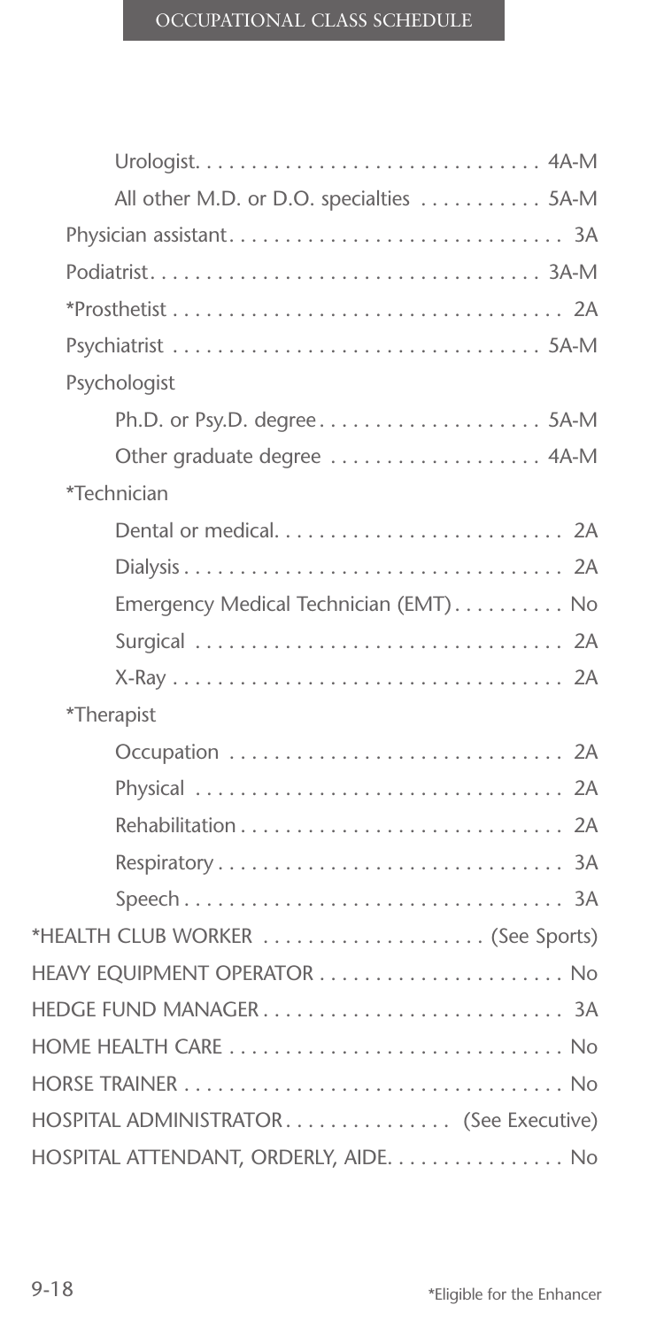| Occupation | Class |
|---|---|
| Urologist | 4A-M |
| All other M.D. or D.O. specialties | 5A-M |
| Physician assistant | 3A |
| Podiatrist | 3A-M |
| *Prosthetist | 2A |
| Psychiatrist | 5A-M |
| Psychologist | |
| Ph.D. or Psy.D. degree | 5A-M |
| Other graduate degree | 4A-M |
| *Technician | |
| Dental or medical | 2A |
| Dialysis | 2A |
| Emergency Medical Technician (EMT) | No |
| Surgical | 2A |
| X-Ray | 2A |
| *Therapist | |
| Occupation | 2A |
| Physical | 2A |
| Rehabilitation | 2A |
| Respiratory | 3A |
| Speech | 3A |
| *HEALTH CLUB WORKER | (See Sports) |
| HEAVY EQUIPMENT OPERATOR | No |
| HEDGE FUND MANAGER | 3A |
| HOME HEALTH CARE | No |
| HORSE TRAINER | No |
| HOSPITAL ADMINISTRATOR | (See Executive) |
| HOSPITAL ATTENDANT, ORDERLY, AIDE | No |

*Eligible for the Enhancer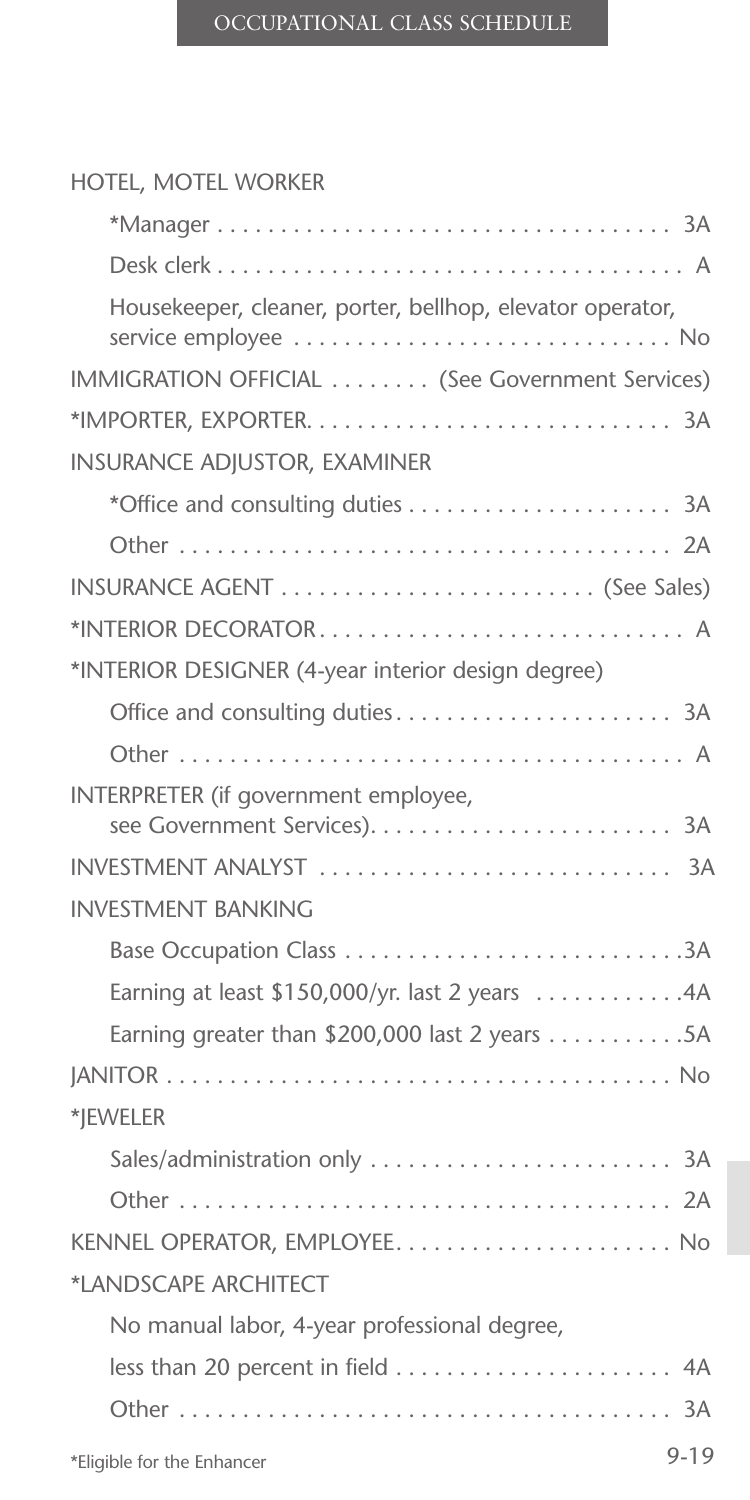HOTEL, MOTEL WORKER

| Occupation | Class |
|---|---|
| *Manager | 3A |
| Desk clerk | A |
| Housekeeper, cleaner, porter, bellhop, elevator operator, service employee | No |

| Occupation | Class |
|---|---|
| IMMIGRATION OFFICIAL | (See Government Services) |
| *IMPORTER, EXPORTER | 3A |

INSURANCE ADJUSTOR, EXAMINER

| Occupation | Class |
|---|---|
| *Office and consulting duties | 3A |
| Other | 2A |

| Occupation | Class |
|---|---|
| INSURANCE AGENT | (See Sales) |
| *INTERIOR DECORATOR | A |

*INTERIOR DESIGNER (4-year interior design degree)

| Occupation | Class |
|---|---|
| Office and consulting duties | 3A |
| Other | A |

| Occupation | Class |
|---|---|
| INTERPRETER (if government employee, see Government Services) | 3A |
| INVESTMENT ANALYST | 3A |

INVESTMENT BANKING

| Occupation | Class |
|---|---|
| Base Occupation Class | 3A |
| Earning at least $150,000/yr. last 2 years | 4A |
| Earning greater than $200,000 last 2 years | 5A |

| Occupation | Class |
|---|---|
| JANITOR | No |

*JEWELER

| Occupation | Class |
|---|---|
| Sales/administration only | 3A |
| Other | 2A |

| Occupation | Class |
|---|---|
| KENNEL OPERATOR, EMPLOYEE | No |

*LANDSCAPE ARCHITECT

| Occupation | Class |
|---|---|
| No manual labor, 4-year professional degree, less than 20 percent in field | 4A |
| Other | 3A |

*Eligible for the Enhancer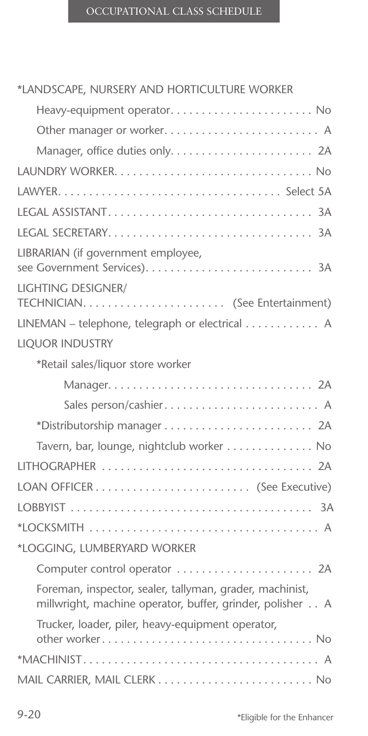| Occupation | Class |
| --- | --- |
| *LANDSCAPE, NURSERY AND HORTICULTURE WORKER | |
| Heavy-equipment operator | No |
| Other manager or worker | A |
| Manager, office duties only | 2A |
| LAUNDRY WORKER | No |
| LAWYER | Select 5A |
| LEGAL ASSISTANT | 3A |
| LEGAL SECRETARY | 3A |
| LIBRARIAN (if government employee, see Government Services) | 3A |
| LIGHTING DESIGNER/ TECHNICIAN | (See Entertainment) |
| LINEMAN – telephone, telegraph or electrical | A |
| LIQUOR INDUSTRY | |
| *Retail sales/liquor store worker | |
| Manager | 2A |
| Sales person/cashier | A |
| *Distributorship manager | 2A |
| Tavern, bar, lounge, nightclub worker | No |
| LITHOGRAPHER | 2A |
| LOAN OFFICER | (See Executive) |
| LOBBYIST | 3A |
| *LOCKSMITH | A |
| *LOGGING, LUMBERYARD WORKER | |
| Computer control operator | 2A |
| Foreman, inspector, sealer, tallyman, grader, machinist, millwright, machine operator, buffer, grinder, polisher | A |
| Trucker, loader, piler, heavy-equipment operator, other worker | No |
| *MACHINIST | A |
| MAIL CARRIER, MAIL CLERK | No |

*Eligible for the Enhancer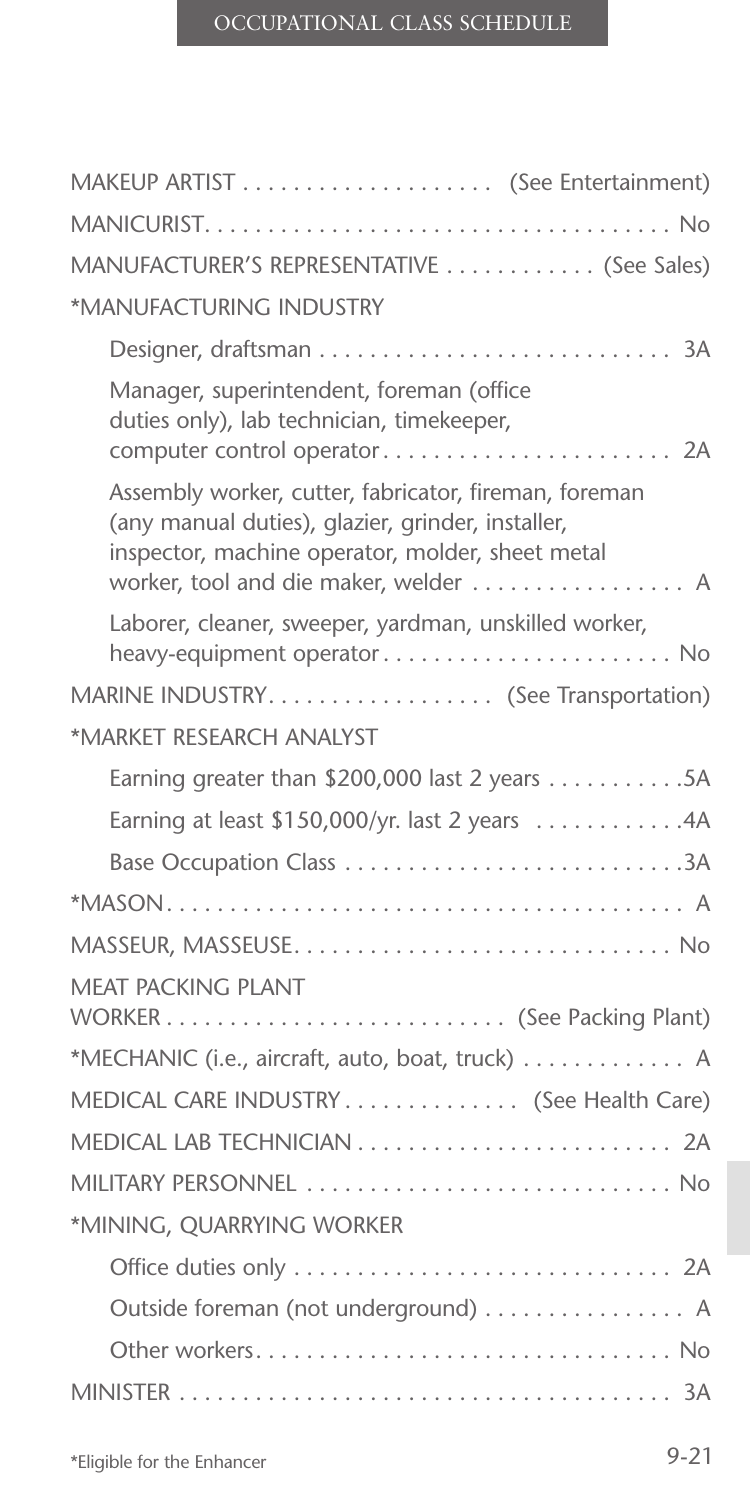## OCCUPATIONAL CLASS SCHEDULE

| Occupation | Class |
| --- | --- |
| MAKEUP ARTIST | (See Entertainment) |
| MANICURIST | No |
| MANUFACTURER'S REPRESENTATIVE | (See Sales) |
| *MANUFACTURING INDUSTRY | |
| Designer, draftsman | 3A |
| Manager, superintendent, foreman (office duties only), lab technician, timekeeper, computer control operator | 2A |
| Assembly worker, cutter, fabricator, fireman, foreman (any manual duties), glazier, grinder, installer, inspector, machine operator, molder, sheet metal worker, tool and die maker, welder | A |
| Laborer, cleaner, sweeper, yardman, unskilled worker, heavy-equipment operator | No |
| MARINE INDUSTRY | (See Transportation) |
| *MARKET RESEARCH ANALYST | |
| Earning greater than $200,000 last 2 years | 5A |
| Earning at least $150,000/yr. last 2 years | 4A |
| Base Occupation Class | 3A |
| *MASON | A |
| MASSEUR, MASSEUSE | No |
| MEAT PACKING PLANT WORKER | (See Packing Plant) |
| *MECHANIC (i.e., aircraft, auto, boat, truck) | A |
| MEDICAL CARE INDUSTRY | (See Health Care) |
| MEDICAL LAB TECHNICIAN | 2A |
| MILITARY PERSONNEL | No |
| *MINING, QUARRYING WORKER | |
| Office duties only | 2A |
| Outside foreman (not underground) | A |
| Other workers | No |
| MINISTER | 3A |

*Eligible for the Enhancer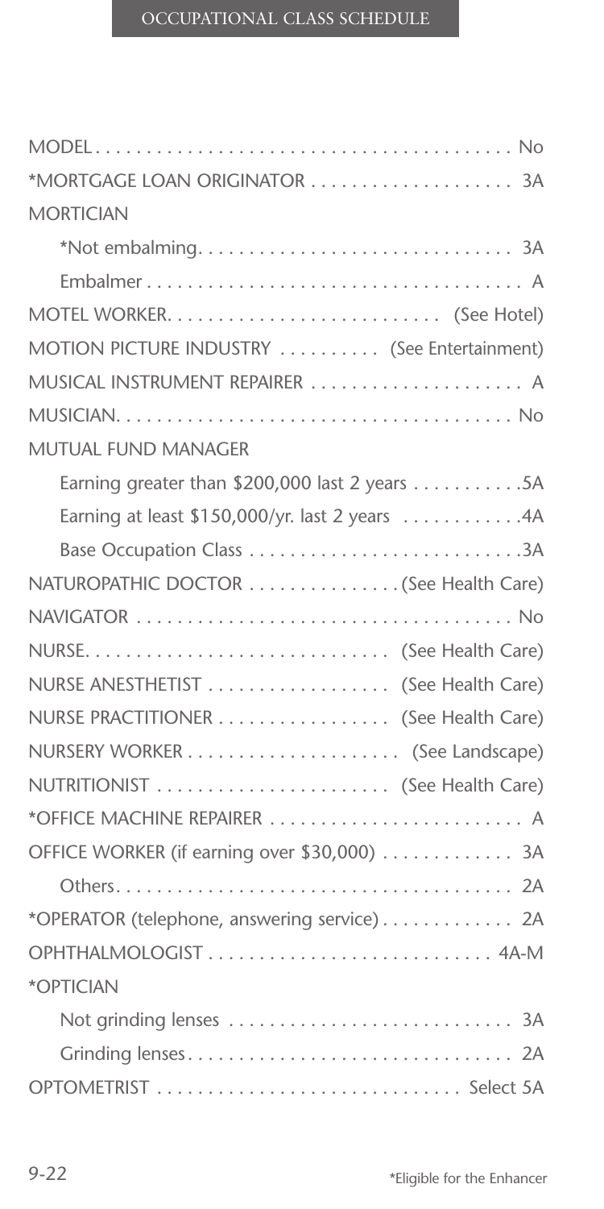| Occupation | Class |
|---|---|
| MODEL | No |
| *MORTGAGE LOAN ORIGINATOR | 3A |
| MORTICIAN | |
| *Not embalming | 3A |
| Embalmer | A |
| MOTEL WORKER | (See Hotel) |
| MOTION PICTURE INDUSTRY | (See Entertainment) |
| MUSICAL INSTRUMENT REPAIRER | A |
| MUSICIAN | No |
| MUTUAL FUND MANAGER | |
| Earning greater than $200,000 last 2 years | 5A |
| Earning at least $150,000/yr. last 2 years | 4A |
| Base Occupation Class | 3A |
| NATUROPATHIC DOCTOR | (See Health Care) |
| NAVIGATOR | No |
| NURSE | (See Health Care) |
| NURSE ANESTHETIST | (See Health Care) |
| NURSE PRACTITIONER | (See Health Care) |
| NURSERY WORKER | (See Landscape) |
| NUTRITIONIST | (See Health Care) |
| *OFFICE MACHINE REPAIRER | A |
| OFFICE WORKER (if earning over $30,000) | 3A |
| Others | 2A |
| *OPERATOR (telephone, answering service) | 2A |
| OPHTHALMOLOGIST | 4A-M |
| *OPTICIAN | |
| Not grinding lenses | 3A |
| Grinding lenses | 2A |
| OPTOMETRIST | Select 5A |

*Eligible for the Enhancer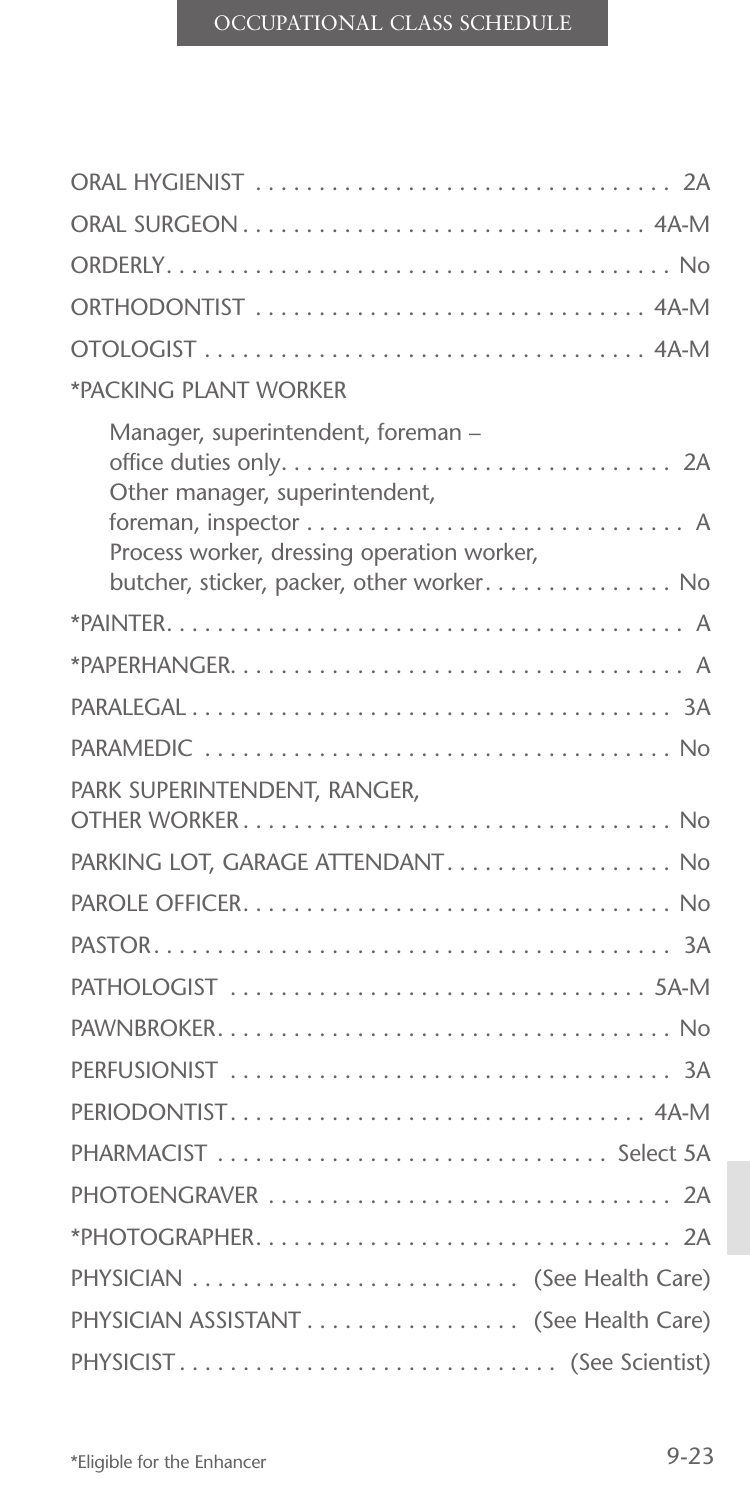| Occupation | Class |
|---|---|
| ORAL HYGIENIST | 2A |
| ORAL SURGEON | 4A-M |
| ORDERLY | No |
| ORTHODONTIST | 4A-M |
| OTOLOGIST | 4A-M |
| *PACKING PLANT WORKER | |
| Manager, superintendent, foreman – office duties only | 2A |
| Other manager, superintendent, foreman, inspector | A |
| Process worker, dressing operation worker, butcher, sticker, packer, other worker | No |
| *PAINTER | A |
| *PAPERHANGER | A |
| PARALEGAL | 3A |
| PARAMEDIC | No |
| PARK SUPERINTENDENT, RANGER, OTHER WORKER | No |
| PARKING LOT, GARAGE ATTENDANT | No |
| PAROLE OFFICER | No |
| PASTOR | 3A |
| PATHOLOGIST | 5A-M |
| PAWNBROKER | No |
| PERFUSIONIST | 3A |
| PERIODONTIST | 4A-M |
| PHARMACIST | Select 5A |
| PHOTOENGRAVER | 2A |
| *PHOTOGRAPHER | 2A |
| PHYSICIAN | (See Health Care) |
| PHYSICIAN ASSISTANT | (See Health Care) |
| PHYSICIST | (See Scientist) |

*Eligible for the Enhancer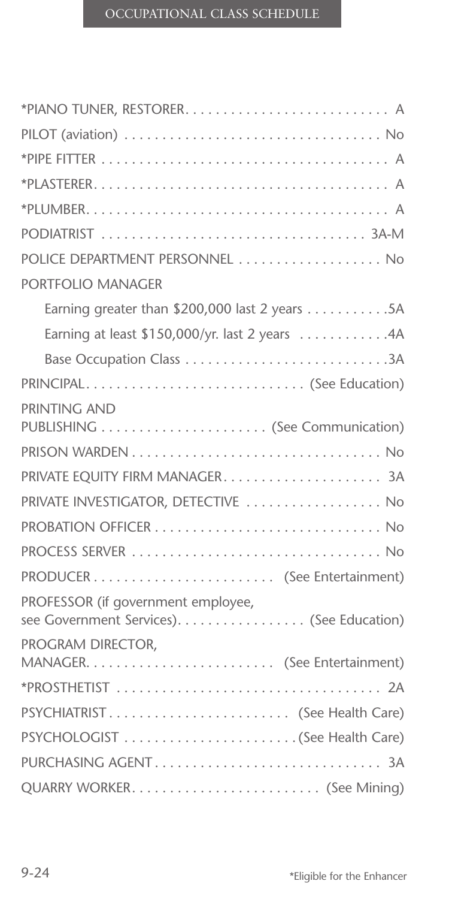| Occupation | Class |
|---|---|
| *PIANO TUNER, RESTORER | A |
| PILOT (aviation) | No |
| *PIPE FITTER | A |
| *PLASTERER | A |
| *PLUMBER | A |
| PODIATRIST | 3A-M |
| POLICE DEPARTMENT PERSONNEL | No |
| PORTFOLIO MANAGER | |
| Earning greater than $200,000 last 2 years | 5A |
| Earning at least $150,000/yr. last 2 years | 4A |
| Base Occupation Class | 3A |
| PRINCIPAL | (See Education) |
| PRINTING AND PUBLISHING | (See Communication) |
| PRISON WARDEN | No |
| PRIVATE EQUITY FIRM MANAGER | 3A |
| PRIVATE INVESTIGATOR, DETECTIVE | No |
| PROBATION OFFICER | No |
| PROCESS SERVER | No |
| PRODUCER | (See Entertainment) |
| PROFESSOR (if government employee, see Government Services) | (See Education) |
| PROGRAM DIRECTOR, MANAGER | (See Entertainment) |
| *PROSTHETIST | 2A |
| PSYCHIATRIST | (See Health Care) |
| PSYCHOLOGIST | (See Health Care) |
| PURCHASING AGENT | 3A |
| QUARRY WORKER | (See Mining) |

*Eligible for the Enhancer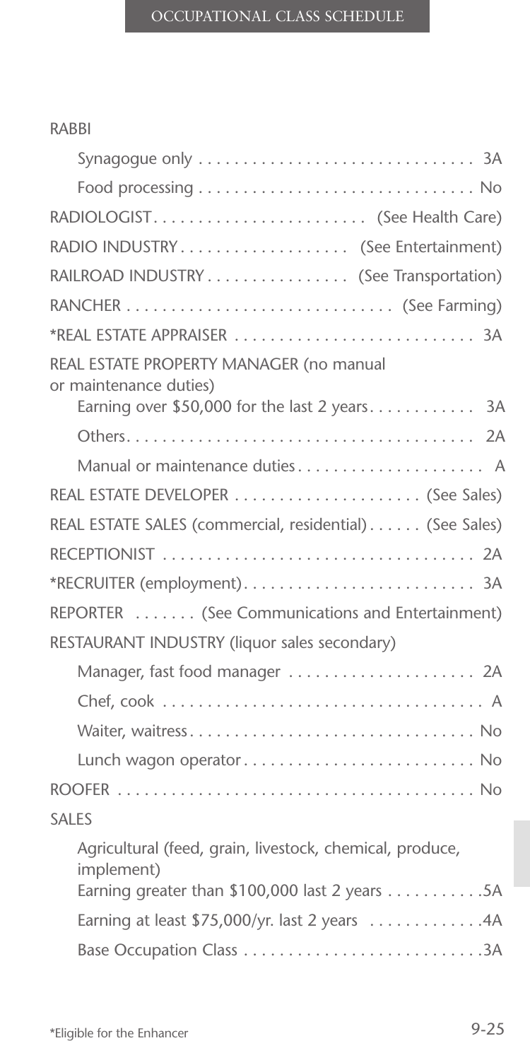RABBI

- Synagogue only . . . . . . . . . . . . . . . . . . . . . . . . . . . . . . . 3A
- Food processing . . . . . . . . . . . . . . . . . . . . . . . . . . . . . . No

RADIOLOGIST. . . . . . . . . . . . . . . . . . . . . . . . (See Health Care)

RADIO INDUSTRY . . . . . . . . . . . . . . . . . . (See Entertainment)

RAILROAD INDUSTRY . . . . . . . . . . . . . . . (See Transportation)

RANCHER . . . . . . . . . . . . . . . . . . . . . . . . . . . . . (See Farming)

*REAL ESTATE APPRAISER . . . . . . . . . . . . . . . . . . . . . . . . . . 3A

REAL ESTATE PROPERTY MANAGER (no manual or maintenance duties)

- Earning over $50,000 for the last 2 years. . . . . . . . . . . . 3A
- Others. . . . . . . . . . . . . . . . . . . . . . . . . . . . . . . . . . . . . . . 2A
- Manual or maintenance duties . . . . . . . . . . . . . . . . . . . . . A

REAL ESTATE DEVELOPER . . . . . . . . . . . . . . . . . . . . . (See Sales)

REAL ESTATE SALES (commercial, residential) . . . . . . (See Sales)

RECEPTIONIST . . . . . . . . . . . . . . . . . . . . . . . . . . . . . . . . . . . 2A

*RECRUITER (employment). . . . . . . . . . . . . . . . . . . . . . . . . . 3A

REPORTER . . . . . . . (See Communications and Entertainment)

RESTAURANT INDUSTRY (liquor sales secondary)

- Manager, fast food manager . . . . . . . . . . . . . . . . . . . . . 2A
- Chef, cook . . . . . . . . . . . . . . . . . . . . . . . . . . . . . . . . . . . . A
- Waiter, waitress. . . . . . . . . . . . . . . . . . . . . . . . . . . . . . . . No
- Lunch wagon operator . . . . . . . . . . . . . . . . . . . . . . . . . . No

ROOFER . . . . . . . . . . . . . . . . . . . . . . . . . . . . . . . . . . . . . . . . No

SALES

- Agricultural (feed, grain, livestock, chemical, produce, implement)
  - Earning greater than $100,000 last 2 years . . . . . . . . . . .5A
  - Earning at least $75,000/yr. last 2 years . . . . . . . . . . . . .4A
  - Base Occupation Class . . . . . . . . . . . . . . . . . . . . . . . . . . .3A

*Eligible for the Enhancer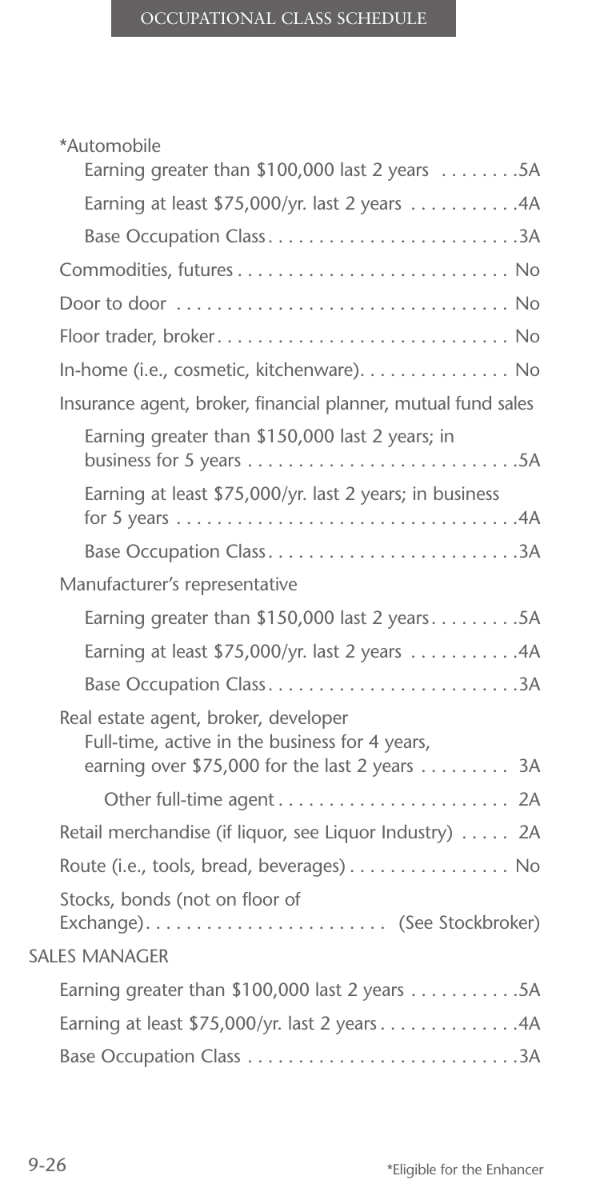*Automobile

| Occupation | Class |
|---|---|
| Earning greater than $100,000 last 2 years | 5A |
| Earning at least $75,000/yr. last 2 years | 4A |
| Base Occupation Class | 3A |

| Occupation | Class |
|---|---|
| Commodities, futures | No |
| Door to door | No |
| Floor trader, broker | No |
| In-home (i.e., cosmetic, kitchenware) | No |

Insurance agent, broker, financial planner, mutual fund sales

| Occupation | Class |
|---|---|
| Earning greater than $150,000 last 2 years; in business for 5 years | 5A |
| Earning at least $75,000/yr. last 2 years; in business for 5 years | 4A |
| Base Occupation Class | 3A |

Manufacturer's representative

| Occupation | Class |
|---|---|
| Earning greater than $150,000 last 2 years | 5A |
| Earning at least $75,000/yr. last 2 years | 4A |
| Base Occupation Class | 3A |

Real estate agent, broker, developer

| Occupation | Class |
|---|---|
| Full-time, active in the business for 4 years, earning over $75,000 for the last 2 years | 3A |
| Other full-time agent | 2A |

| Occupation | Class |
|---|---|
| Retail merchandise (if liquor, see Liquor Industry) | 2A |
| Route (i.e., tools, bread, beverages) | No |
| Stocks, bonds (not on floor of Exchange) | (See Stockbroker) |

SALES MANAGER

| Occupation | Class |
|---|---|
| Earning greater than $100,000 last 2 years | 5A |
| Earning at least $75,000/yr. last 2 years | 4A |
| Base Occupation Class | 3A |

*Eligible for the Enhancer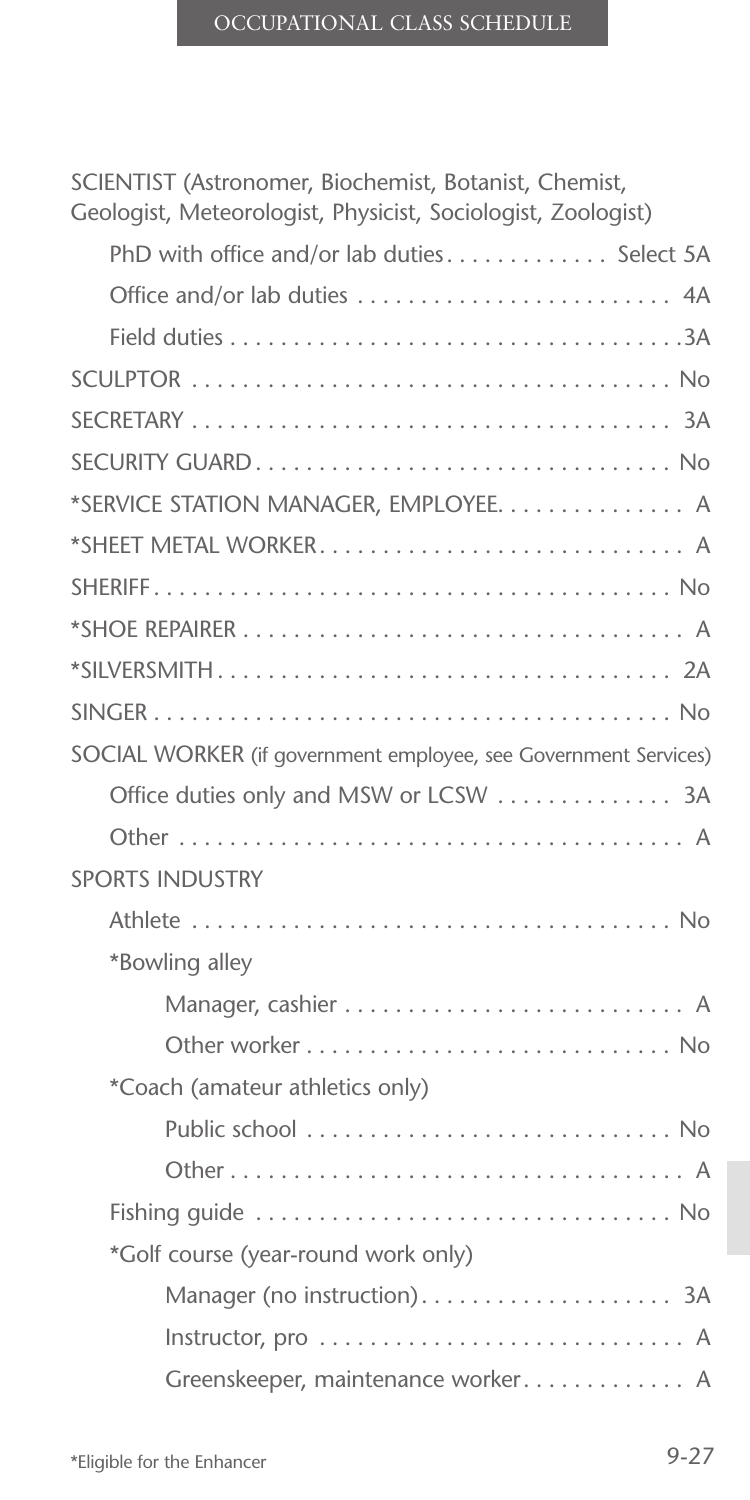SCIENTIST (Astronomer, Biochemist, Botanist, Chemist, Geologist, Meteorologist, Physicist, Sociologist, Zoologist)

| Occupation | Class |
|---|---|
| PhD with office and/or lab duties | Select 5A |
| Office and/or lab duties | 4A |
| Field duties | 3A |
| SCULPTOR | No |
| SECRETARY | 3A |
| SECURITY GUARD | No |
| *SERVICE STATION MANAGER, EMPLOYEE | A |
| *SHEET METAL WORKER | A |
| SHERIFF | No |
| *SHOE REPAIRER | A |
| *SILVERSMITH | 2A |
| SINGER | No |
| SOCIAL WORKER (if government employee, see Government Services) | |
| Office duties only and MSW or LCSW | 3A |
| Other | A |
| SPORTS INDUSTRY | |
| Athlete | No |
| *Bowling alley | |
| Manager, cashier | A |
| Other worker | No |
| *Coach (amateur athletics only) | |
| Public school | No |
| Other | A |
| Fishing guide | No |
| *Golf course (year-round work only) | |
| Manager (no instruction) | 3A |
| Instructor, pro | A |
| Greenskeeper, maintenance worker | A |

*Eligible for the Enhancer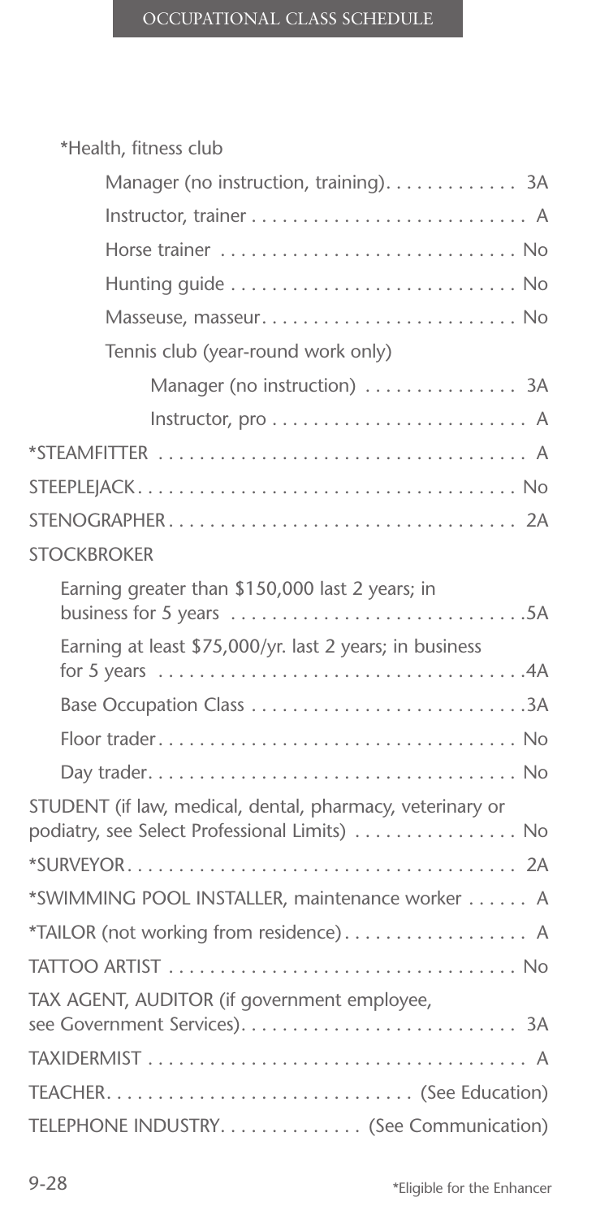*Health, fitness club

- Manager (no instruction, training) . . . . . . . . . . . . 3A
- Instructor, trainer . . . . . . . . . . . . . . . . . . . . . . . . . . A
- Horse trainer . . . . . . . . . . . . . . . . . . . . . . . . . . . . No
- Hunting guide . . . . . . . . . . . . . . . . . . . . . . . . . . . No
- Masseuse, masseur . . . . . . . . . . . . . . . . . . . . . . . . No
- Tennis club (year-round work only)
  - Manager (no instruction) . . . . . . . . . . . . . . . 3A
  - Instructor, pro . . . . . . . . . . . . . . . . . . . . . . . . . A

*STEAMFITTER . . . . . . . . . . . . . . . . . . . . . . . . . . . . . . . . . . A

STEEPLEJACK . . . . . . . . . . . . . . . . . . . . . . . . . . . . . . . . . . No

STENOGRAPHER . . . . . . . . . . . . . . . . . . . . . . . . . . . . . . . . 2A

STOCKBROKER

- Earning greater than $150,000 last 2 years; in business for 5 years . . . . . . . . . . . . . . . . . . . . . . . . . . . .5A
- Earning at least $75,000/yr. last 2 years; in business for 5 years . . . . . . . . . . . . . . . . . . . . . . . . . . . . . . . . . . .4A
- Base Occupation Class . . . . . . . . . . . . . . . . . . . . . . . . . .3A
- Floor trader . . . . . . . . . . . . . . . . . . . . . . . . . . . . . . . . . No
- Day trader . . . . . . . . . . . . . . . . . . . . . . . . . . . . . . . . . . No

STUDENT (if law, medical, dental, pharmacy, veterinary or podiatry, see Select Professional Limits) . . . . . . . . . . . . . . . . No

*SURVEYOR . . . . . . . . . . . . . . . . . . . . . . . . . . . . . . . . . . . . 2A

*SWIMMING POOL INSTALLER, maintenance worker . . . . . . A

*TAILOR (not working from residence) . . . . . . . . . . . . . . . . . A

TATTOO ARTIST . . . . . . . . . . . . . . . . . . . . . . . . . . . . . . . . . No

TAX AGENT, AUDITOR (if government employee, see Government Services) . . . . . . . . . . . . . . . . . . . . . . . . . . 3A

TAXIDERMIST . . . . . . . . . . . . . . . . . . . . . . . . . . . . . . . . . . . . A

TEACHER . . . . . . . . . . . . . . . . . . . . . . . . . . . . . (See Education)

TELEPHONE INDUSTRY . . . . . . . . . . . . . . (See Communication)

*Eligible for the Enhancer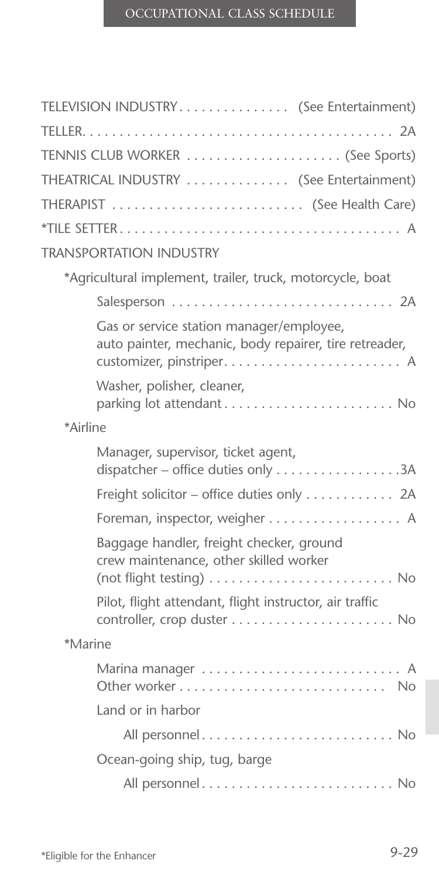TELEVISION INDUSTRY. . . . . . . . . . . . . . . (See Entertainment)

TELLER. . . . . . . . . . . . . . . . . . . . . . . . . . . . . . . . . . . . . . . . . 2A

TENNIS CLUB WORKER . . . . . . . . . . . . . . . . . . . . (See Sports)

THEATRICAL INDUSTRY . . . . . . . . . . . . . (See Entertainment)

THERAPIST . . . . . . . . . . . . . . . . . . . . . . . . . (See Health Care)

*TILE SETTER . . . . . . . . . . . . . . . . . . . . . . . . . . . . . . . . . . . . . A

TRANSPORTATION INDUSTRY

- *Agricultural implement, trailer, truck, motorcycle, boat
  - Salesperson . . . . . . . . . . . . . . . . . . . . . . . . . . . . . 2A
  - Gas or service station manager/employee, auto painter, mechanic, body repairer, tire retreader, customizer, pinstriper. . . . . . . . . . . . . . . . . . . . . . . . . A
  - Washer, polisher, cleaner, parking lot attendant . . . . . . . . . . . . . . . . . . . . . . . No
- *Airline
  - Manager, supervisor, ticket agent, dispatcher – office duties only . . . . . . . . . . . . . . . . . .3A
  - Freight solicitor – office duties only . . . . . . . . . . . . 2A
  - Foreman, inspector, weigher . . . . . . . . . . . . . . . . . . A
  - Baggage handler, freight checker, ground crew maintenance, other skilled worker (not flight testing) . . . . . . . . . . . . . . . . . . . . . . . . . No
  - Pilot, flight attendant, flight instructor, air traffic controller, crop duster . . . . . . . . . . . . . . . . . . . . . . No
- *Marine
  - Marina manager . . . . . . . . . . . . . . . . . . . . . . . . . . . A
  - Other worker . . . . . . . . . . . . . . . . . . . . . . . . . . . . No
  - Land or in harbor
    - All personnel . . . . . . . . . . . . . . . . . . . . . . . . . . . No
  - Ocean-going ship, tug, barge
    - All personnel . . . . . . . . . . . . . . . . . . . . . . . . . . . No

*Eligible for the Enhancer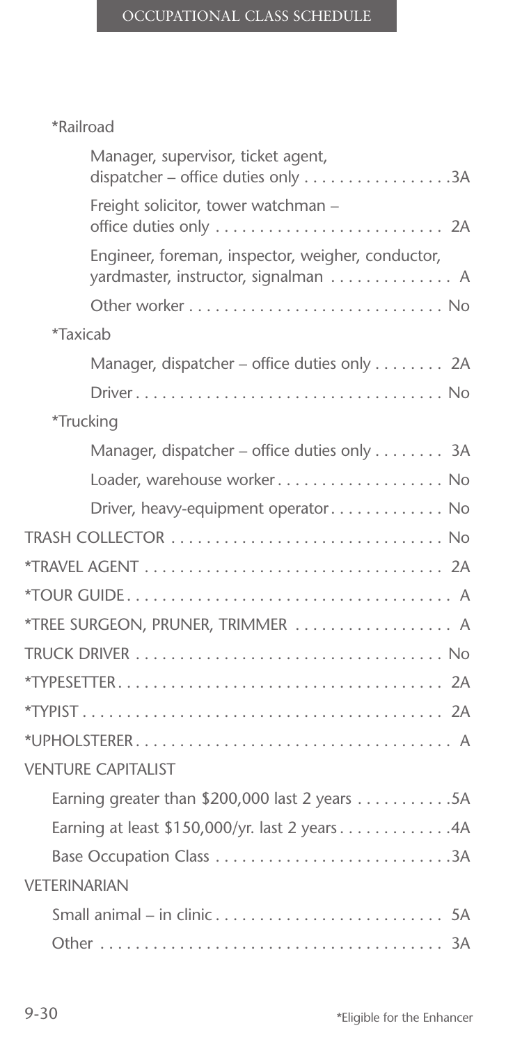*Railroad

- Manager, supervisor, ticket agent, dispatcher – office duties only . . . . . . . . . . . . . . . . .3A
- Freight solicitor, tower watchman – office duties only . . . . . . . . . . . . . . . . . . . . . . . . . . 2A
- Engineer, foreman, inspector, weigher, conductor, yardmaster, instructor, signalman . . . . . . . . . . . . . . A
- Other worker . . . . . . . . . . . . . . . . . . . . . . . . . . . . . No

*Taxicab

- Manager, dispatcher – office duties only . . . . . . . . 2A
- Driver . . . . . . . . . . . . . . . . . . . . . . . . . . . . . . . . . . . No

*Trucking

- Manager, dispatcher – office duties only . . . . . . . . 3A
- Loader, warehouse worker . . . . . . . . . . . . . . . . . . . No
- Driver, heavy-equipment operator . . . . . . . . . . . . . No

TRASH COLLECTOR . . . . . . . . . . . . . . . . . . . . . . . . . . . . . . . No

*TRAVEL AGENT . . . . . . . . . . . . . . . . . . . . . . . . . . . . . . . . . . 2A

*TOUR GUIDE . . . . . . . . . . . . . . . . . . . . . . . . . . . . . . . . . . . . . A

*TREE SURGEON, PRUNER, TRIMMER . . . . . . . . . . . . . . . . . . A

TRUCK DRIVER . . . . . . . . . . . . . . . . . . . . . . . . . . . . . . . . . . . No

*TYPESETTER . . . . . . . . . . . . . . . . . . . . . . . . . . . . . . . . . . . . . 2A

*TYPIST . . . . . . . . . . . . . . . . . . . . . . . . . . . . . . . . . . . . . . . . . . 2A

*UPHOLSTERER . . . . . . . . . . . . . . . . . . . . . . . . . . . . . . . . . . . . A

VENTURE CAPITALIST

- Earning greater than $200,000 last 2 years . . . . . . . . . . .5A
- Earning at least $150,000/yr. last 2 years . . . . . . . . . . . . .4A
- Base Occupation Class . . . . . . . . . . . . . . . . . . . . . . . . . . .3A

VETERINARIAN

- Small animal – in clinic . . . . . . . . . . . . . . . . . . . . . . . . . . 5A
- Other . . . . . . . . . . . . . . . . . . . . . . . . . . . . . . . . . . . . . . . . 3A

*Eligible for the Enhancer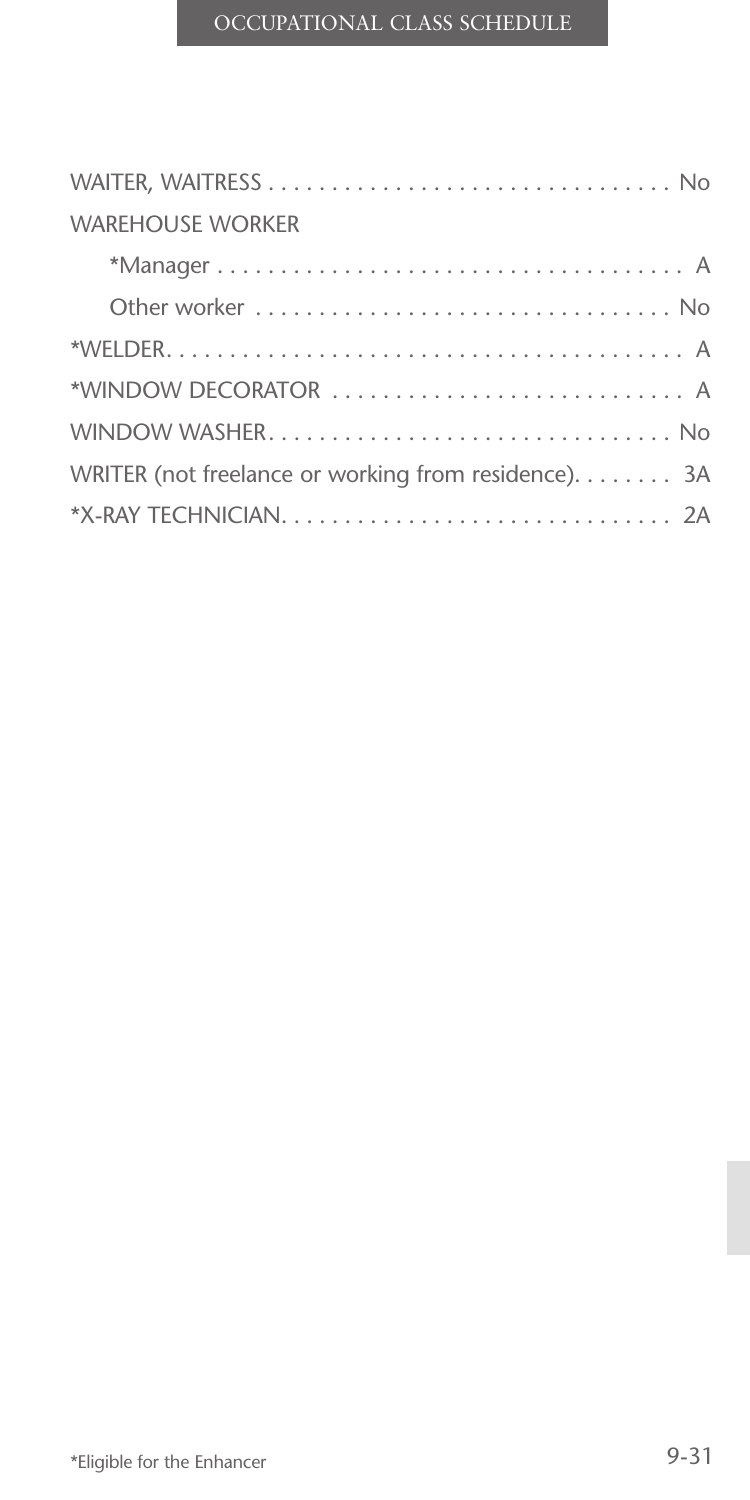WAITER, WAITRESS . . . . . . . . . . . . . . . . . . . . . . . . . . . . . . . . No

WAREHOUSE WORKER

- *Manager . . . . . . . . . . . . . . . . . . . . . . . . . . . . . . . . . . . . . A
- Other worker . . . . . . . . . . . . . . . . . . . . . . . . . . . . . . . . No

*WELDER. . . . . . . . . . . . . . . . . . . . . . . . . . . . . . . . . . . . . . . . . . A

*WINDOW DECORATOR . . . . . . . . . . . . . . . . . . . . . . . . . . . . A

WINDOW WASHER. . . . . . . . . . . . . . . . . . . . . . . . . . . . . . . . No

WRITER (not freelance or working from residence). . . . . . . . 3A

*X-RAY TECHNICIAN. . . . . . . . . . . . . . . . . . . . . . . . . . . . . . 2A

*Eligible for the Enhancer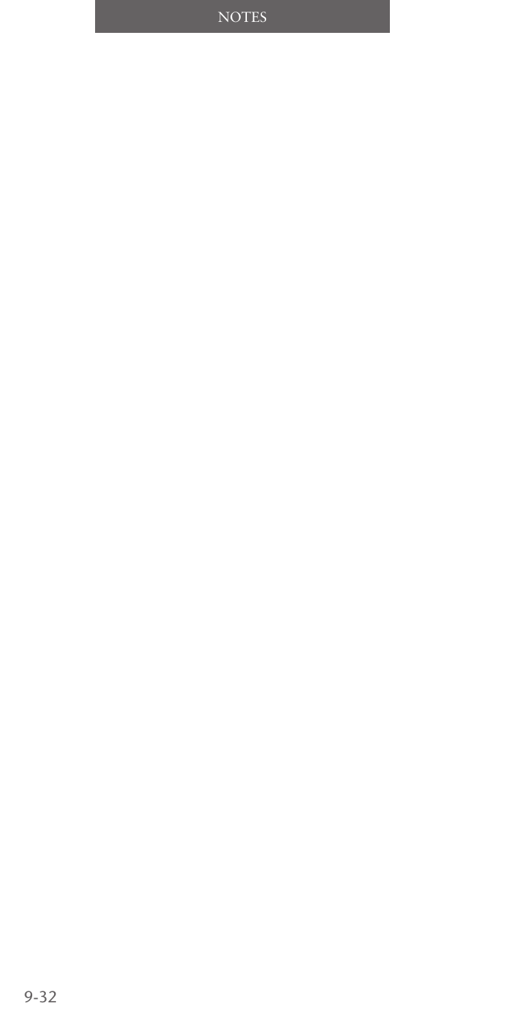NOTES